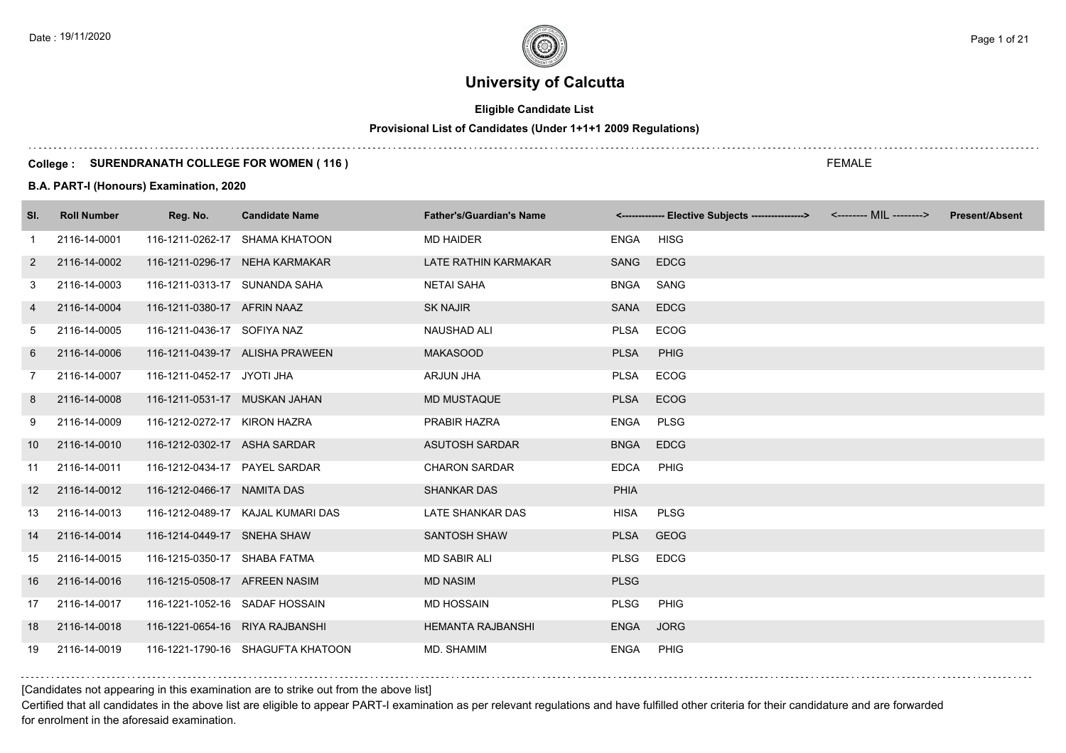# University of Calcutta

**Eligible Candidate List**

**Provisional List of Candidates (Under 1+1+1 2009 Regulations)**

**College : SURENDRANATH COLLEGE FOR WOMEN ( 116 )**

FEMALE

**B.A. PART-I (Honours) Examination, 2020**

| Sl. | Roll Number | Reg. No. | Candidate Name | Father's/Guardian's Name | <------------- Elective Subjects ----------------> | | <-------- MIL --------> | Present/Absent |
|---|---|---|---|---|---|---|---|---|
| 1 | 2116-14-0001 | 116-1211-0262-17 | SHAMA KHATOON | MD HAIDER | ENGA | HISG | | |
| 2 | 2116-14-0002 | 116-1211-0296-17 | NEHA KARMAKAR | LATE RATHIN KARMAKAR | SANG | EDCG | | |
| 3 | 2116-14-0003 | 116-1211-0313-17 | SUNANDA SAHA | NETAI SAHA | BNGA | SANG | | |
| 4 | 2116-14-0004 | 116-1211-0380-17 | AFRIN NAAZ | SK NAJIR | SANA | EDCG | | |
| 5 | 2116-14-0005 | 116-1211-0436-17 | SOFIYA NAZ | NAUSHAD ALI | PLSA | ECOG | | |
| 6 | 2116-14-0006 | 116-1211-0439-17 | ALISHA PRAWEEN | MAKASOOD | PLSA | PHIG | | |
| 7 | 2116-14-0007 | 116-1211-0452-17 | JYOTI JHA | ARJUN JHA | PLSA | ECOG | | |
| 8 | 2116-14-0008 | 116-1211-0531-17 | MUSKAN JAHAN | MD MUSTAQUE | PLSA | ECOG | | |
| 9 | 2116-14-0009 | 116-1212-0272-17 | KIRON HAZRA | PRABIR HAZRA | ENGA | PLSG | | |
| 10 | 2116-14-0010 | 116-1212-0302-17 | ASHA SARDAR | ASUTOSH SARDAR | BNGA | EDCG | | |
| 11 | 2116-14-0011 | 116-1212-0434-17 | PAYEL SARDAR | CHARON SARDAR | EDCA | PHIG | | |
| 12 | 2116-14-0012 | 116-1212-0466-17 | NAMITA DAS | SHANKAR DAS | PHIA | | | |
| 13 | 2116-14-0013 | 116-1212-0489-17 | KAJAL KUMARI DAS | LATE SHANKAR DAS | HISA | PLSG | | |
| 14 | 2116-14-0014 | 116-1214-0449-17 | SNEHA SHAW | SANTOSH SHAW | PLSA | GEOG | | |
| 15 | 2116-14-0015 | 116-1215-0350-17 | SHABA FATMA | MD SABIR ALI | PLSG | EDCG | | |
| 16 | 2116-14-0016 | 116-1215-0508-17 | AFREEN NASIM | MD NASIM | PLSG | | | |
| 17 | 2116-14-0017 | 116-1221-1052-16 | SADAF HOSSAIN | MD HOSSAIN | PLSG | PHIG | | |
| 18 | 2116-14-0018 | 116-1221-0654-16 | RIYA RAJBANSHI | HEMANTA RAJBANSHI | ENGA | JORG | | |
| 19 | 2116-14-0019 | 116-1221-1790-16 | SHAGUFTA KHATOON | MD. SHAMIM | ENGA | PHIG | | |

[Candidates not appearing in this examination are to strike out from the above list]

Certified that all candidates in the above list are eligible to appear PART-I examination as per relevant regulations and have fulfilled other criteria for their candidature and are forwarded for enrolment in the aforesaid examination.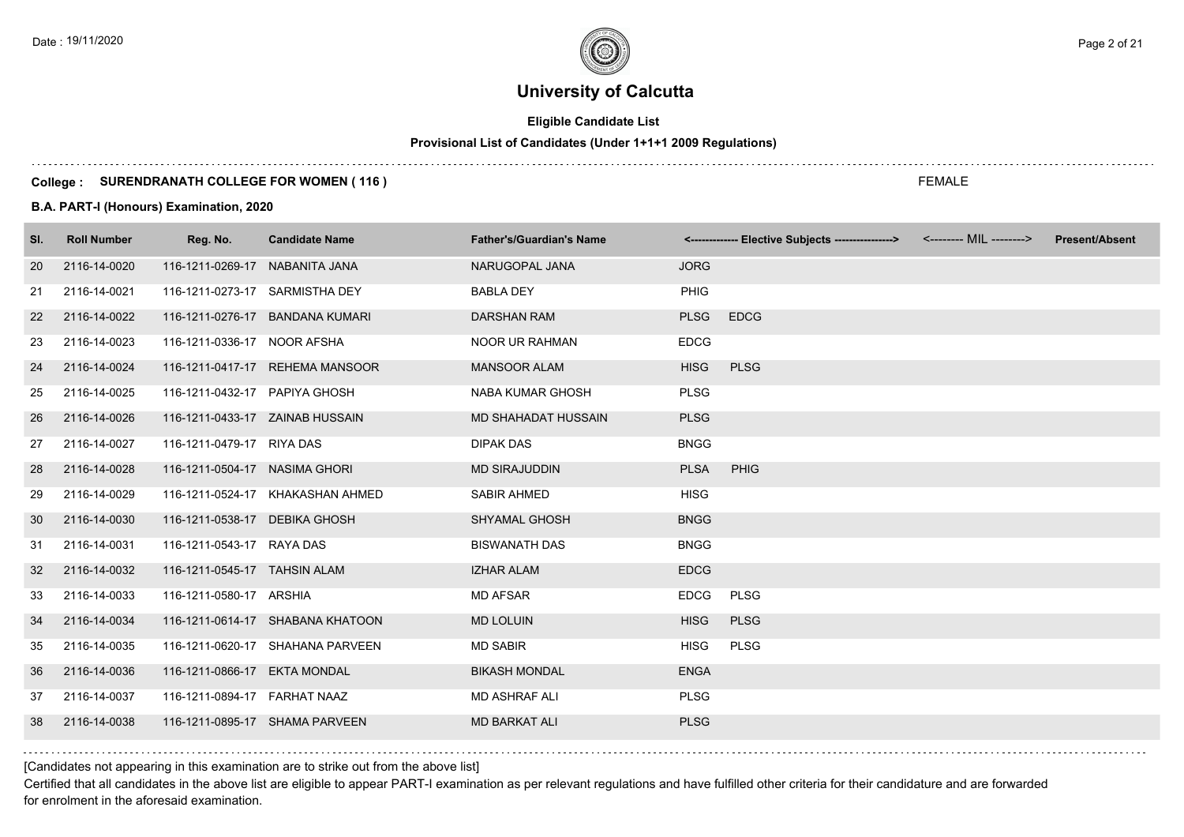# University of Calcutta

**Eligible Candidate List**

**Provisional List of Candidates (Under 1+1+1 2009 Regulations)**

**College : SURENDRANATH COLLEGE FOR WOMEN ( 116 )**

FEMALE

**B.A. PART-I (Honours) Examination, 2020**

| Sl. | Roll Number | Reg. No. | Candidate Name | Father's/Guardian's Name | <------------- Elective Subjects ----------------> | | <-------- MIL --------> | Present/Absent |
|---|---|---|---|---|---|---|---|---|
| 20 | 2116-14-0020 | 116-1211-0269-17 | NABANITA JANA | NARUGOPAL JANA | JORG | | | |
| 21 | 2116-14-0021 | 116-1211-0273-17 | SARMISTHA DEY | BABLA DEY | PHIG | | | |
| 22 | 2116-14-0022 | 116-1211-0276-17 | BANDANA KUMARI | DARSHAN RAM | PLSG | EDCG | | |
| 23 | 2116-14-0023 | 116-1211-0336-17 | NOOR AFSHA | NOOR UR RAHMAN | EDCG | | | |
| 24 | 2116-14-0024 | 116-1211-0417-17 | REHEMA MANSOOR | MANSOOR ALAM | HISG | PLSG | | |
| 25 | 2116-14-0025 | 116-1211-0432-17 | PAPIYA GHOSH | NABA KUMAR GHOSH | PLSG | | | |
| 26 | 2116-14-0026 | 116-1211-0433-17 | ZAINAB HUSSAIN | MD SHAHADAT HUSSAIN | PLSG | | | |
| 27 | 2116-14-0027 | 116-1211-0479-17 | RIYA DAS | DIPAK DAS | BNGG | | | |
| 28 | 2116-14-0028 | 116-1211-0504-17 | NASIMA GHORI | MD SIRAJUDDIN | PLSA | PHIG | | |
| 29 | 2116-14-0029 | 116-1211-0524-17 | KHAKASHAN AHMED | SABIR AHMED | HISG | | | |
| 30 | 2116-14-0030 | 116-1211-0538-17 | DEBIKA GHOSH | SHYAMAL GHOSH | BNGG | | | |
| 31 | 2116-14-0031 | 116-1211-0543-17 | RAYA DAS | BISWANATH DAS | BNGG | | | |
| 32 | 2116-14-0032 | 116-1211-0545-17 | TAHSIN ALAM | IZHAR ALAM | EDCG | | | |
| 33 | 2116-14-0033 | 116-1211-0580-17 | ARSHIA | MD AFSAR | EDCG | PLSG | | |
| 34 | 2116-14-0034 | 116-1211-0614-17 | SHABANA KHATOON | MD LOLUIN | HISG | PLSG | | |
| 35 | 2116-14-0035 | 116-1211-0620-17 | SHAHANA PARVEEN | MD SABIR | HISG | PLSG | | |
| 36 | 2116-14-0036 | 116-1211-0866-17 | EKTA MONDAL | BIKASH MONDAL | ENGA | | | |
| 37 | 2116-14-0037 | 116-1211-0894-17 | FARHAT NAAZ | MD ASHRAF ALI | PLSG | | | |
| 38 | 2116-14-0038 | 116-1211-0895-17 | SHAMA PARVEEN | MD BARKAT ALI | PLSG | | | |

[Candidates not appearing in this examination are to strike out from the above list]

Certified that all candidates in the above list are eligible to appear PART-I examination as per relevant regulations and have fulfilled other criteria for their candidature and are forwarded for enrolment in the aforesaid examination.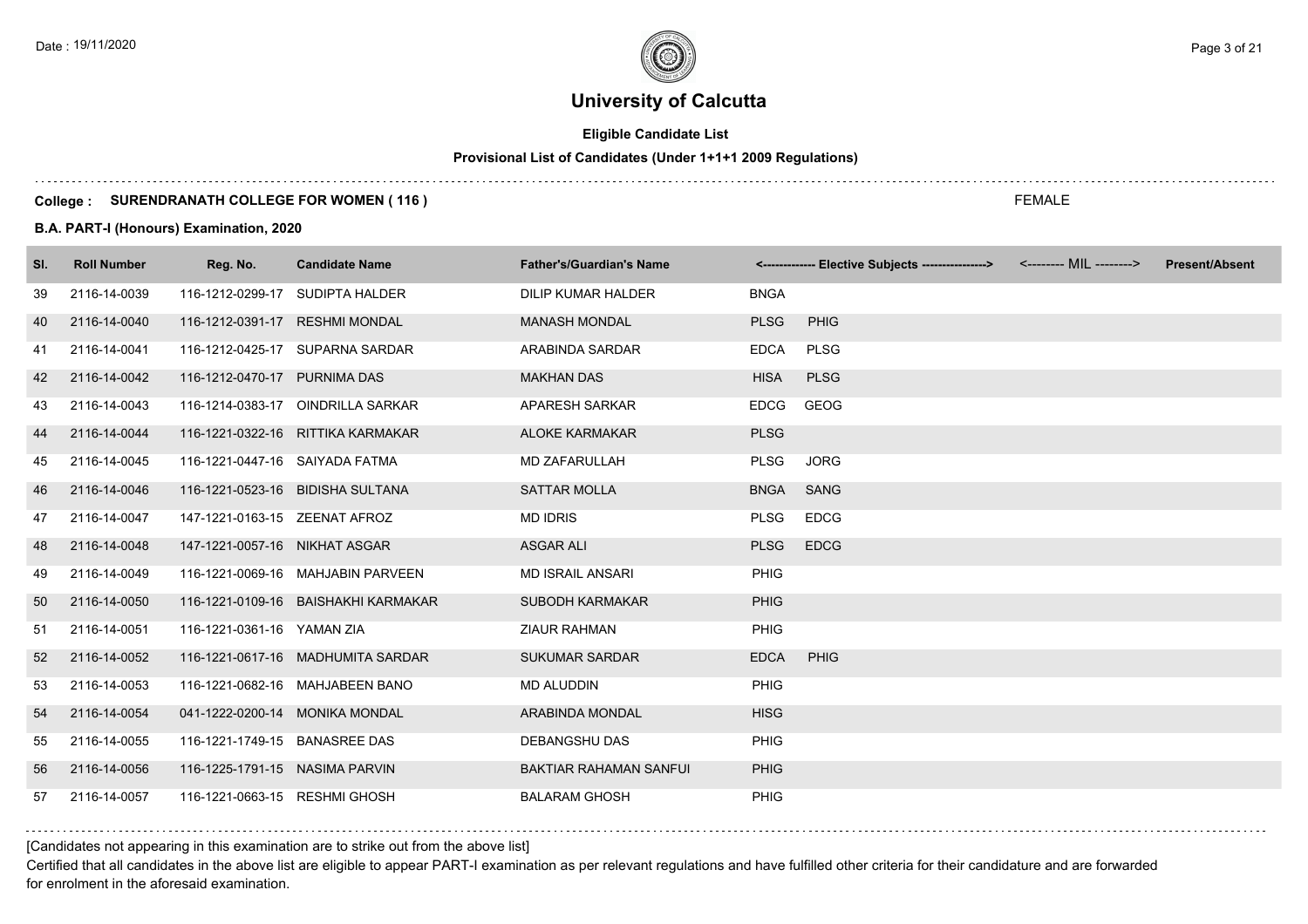# University of Calcutta

**Eligible Candidate List**

**Provisional List of Candidates (Under 1+1+1 2009 Regulations)**

**College : SURENDRANATH COLLEGE FOR WOMEN ( 116 )**

FEMALE

**B.A. PART-I (Honours) Examination, 2020**

| Sl. | Roll Number | Reg. No. | Candidate Name | Father's/Guardian's Name | <------------- Elective Subjects ----------------> | <-------- MIL --------> | Present/Absent |
|---|---|---|---|---|---|---|---|
| 39 | 2116-14-0039 | 116-1212-0299-17 | SUDIPTA HALDER | DILIP KUMAR HALDER | BNGA | | |
| 40 | 2116-14-0040 | 116-1212-0391-17 | RESHMI MONDAL | MANASH MONDAL | PLSG PHIG | | |
| 41 | 2116-14-0041 | 116-1212-0425-17 | SUPARNA SARDAR | ARABINDA SARDAR | EDCA PLSG | | |
| 42 | 2116-14-0042 | 116-1212-0470-17 | PURNIMA DAS | MAKHAN DAS | HISA PLSG | | |
| 43 | 2116-14-0043 | 116-1214-0383-17 | OINDRILLA SARKAR | APARESH SARKAR | EDCG GEOG | | |
| 44 | 2116-14-0044 | 116-1221-0322-16 | RITTIKA KARMAKAR | ALOKE KARMAKAR | PLSG | | |
| 45 | 2116-14-0045 | 116-1221-0447-16 | SAIYADA FATMA | MD ZAFARULLAH | PLSG JORG | | |
| 46 | 2116-14-0046 | 116-1221-0523-16 | BIDISHA SULTANA | SATTAR MOLLA | BNGA SANG | | |
| 47 | 2116-14-0047 | 147-1221-0163-15 | ZEENAT AFROZ | MD IDRIS | PLSG EDCG | | |
| 48 | 2116-14-0048 | 147-1221-0057-16 | NIKHAT ASGAR | ASGAR ALI | PLSG EDCG | | |
| 49 | 2116-14-0049 | 116-1221-0069-16 | MAHJABIN PARVEEN | MD ISRAIL ANSARI | PHIG | | |
| 50 | 2116-14-0050 | 116-1221-0109-16 | BAISHAKHI KARMAKAR | SUBODH KARMAKAR | PHIG | | |
| 51 | 2116-14-0051 | 116-1221-0361-16 | YAMAN ZIA | ZIAUR RAHMAN | PHIG | | |
| 52 | 2116-14-0052 | 116-1221-0617-16 | MADHUMITA SARDAR | SUKUMAR SARDAR | EDCA PHIG | | |
| 53 | 2116-14-0053 | 116-1221-0682-16 | MAHJABEEN BANO | MD ALUDDIN | PHIG | | |
| 54 | 2116-14-0054 | 041-1222-0200-14 | MONIKA MONDAL | ARABINDA MONDAL | HISG | | |
| 55 | 2116-14-0055 | 116-1221-1749-15 | BANASREE DAS | DEBANGSHU DAS | PHIG | | |
| 56 | 2116-14-0056 | 116-1225-1791-15 | NASIMA PARVIN | BAKTIAR RAHAMAN SANFUI | PHIG | | |
| 57 | 2116-14-0057 | 116-1221-0663-15 | RESHMI GHOSH | BALARAM GHOSH | PHIG | | |

[Candidates not appearing in this examination are to strike out from the above list]

Certified that all candidates in the above list are eligible to appear PART-I examination as per relevant regulations and have fulfilled other criteria for their candidature and are forwarded for enrolment in the aforesaid examination.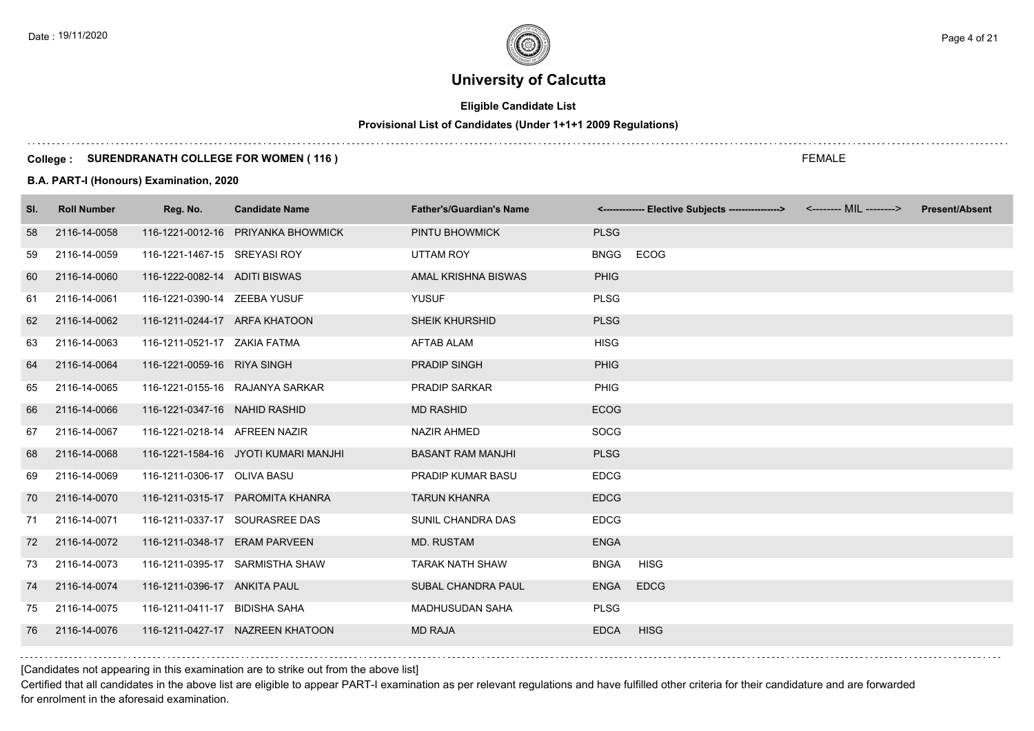# University of Calcutta

**Eligible Candidate List**

**Provisional List of Candidates (Under 1+1+1 2009 Regulations)**

**College : SURENDRANATH COLLEGE FOR WOMEN ( 116 )**

FEMALE

**B.A. PART-I (Honours) Examination, 2020**

| Sl. | Roll Number | Reg. No. | Candidate Name | Father's/Guardian's Name | <------------- Elective Subjects ----------------> | | <-------- MIL --------> | Present/Absent |
|---|---|---|---|---|---|---|---|---|
| 58 | 2116-14-0058 | 116-1221-0012-16 | PRIYANKA BHOWMICK | PINTU BHOWMICK | PLSG | | | |
| 59 | 2116-14-0059 | 116-1221-1467-15 | SREYASI ROY | UTTAM ROY | BNGG | ECOG | | |
| 60 | 2116-14-0060 | 116-1222-0082-14 | ADITI BISWAS | AMAL KRISHNA BISWAS | PHIG | | | |
| 61 | 2116-14-0061 | 116-1221-0390-14 | ZEEBA YUSUF | YUSUF | PLSG | | | |
| 62 | 2116-14-0062 | 116-1211-0244-17 | ARFA KHATOON | SHEIK KHURSHID | PLSG | | | |
| 63 | 2116-14-0063 | 116-1211-0521-17 | ZAKIA FATMA | AFTAB ALAM | HISG | | | |
| 64 | 2116-14-0064 | 116-1221-0059-16 | RIYA SINGH | PRADIP SINGH | PHIG | | | |
| 65 | 2116-14-0065 | 116-1221-0155-16 | RAJANYA SARKAR | PRADIP SARKAR | PHIG | | | |
| 66 | 2116-14-0066 | 116-1221-0347-16 | NAHID RASHID | MD RASHID | ECOG | | | |
| 67 | 2116-14-0067 | 116-1221-0218-14 | AFREEN NAZIR | NAZIR AHMED | SOCG | | | |
| 68 | 2116-14-0068 | 116-1221-1584-16 | JYOTI KUMARI MANJHI | BASANT RAM MANJHI | PLSG | | | |
| 69 | 2116-14-0069 | 116-1211-0306-17 | OLIVA BASU | PRADIP KUMAR BASU | EDCG | | | |
| 70 | 2116-14-0070 | 116-1211-0315-17 | PAROMITA KHANRA | TARUN KHANRA | EDCG | | | |
| 71 | 2116-14-0071 | 116-1211-0337-17 | SOURASREE DAS | SUNIL CHANDRA DAS | EDCG | | | |
| 72 | 2116-14-0072 | 116-1211-0348-17 | ERAM PARVEEN | MD. RUSTAM | ENGA | | | |
| 73 | 2116-14-0073 | 116-1211-0395-17 | SARMISTHA SHAW | TARAK NATH SHAW | BNGA | HISG | | |
| 74 | 2116-14-0074 | 116-1211-0396-17 | ANKITA PAUL | SUBAL CHANDRA PAUL | ENGA | EDCG | | |
| 75 | 2116-14-0075 | 116-1211-0411-17 | BIDISHA SAHA | MADHUSUDAN SAHA | PLSG | | | |
| 76 | 2116-14-0076 | 116-1211-0427-17 | NAZREEN KHATOON | MD RAJA | EDCA | HISG | | |

[Candidates not appearing in this examination are to strike out from the above list]

Certified that all candidates in the above list are eligible to appear PART-I examination as per relevant regulations and have fulfilled other criteria for their candidature and are forwarded for enrolment in the aforesaid examination.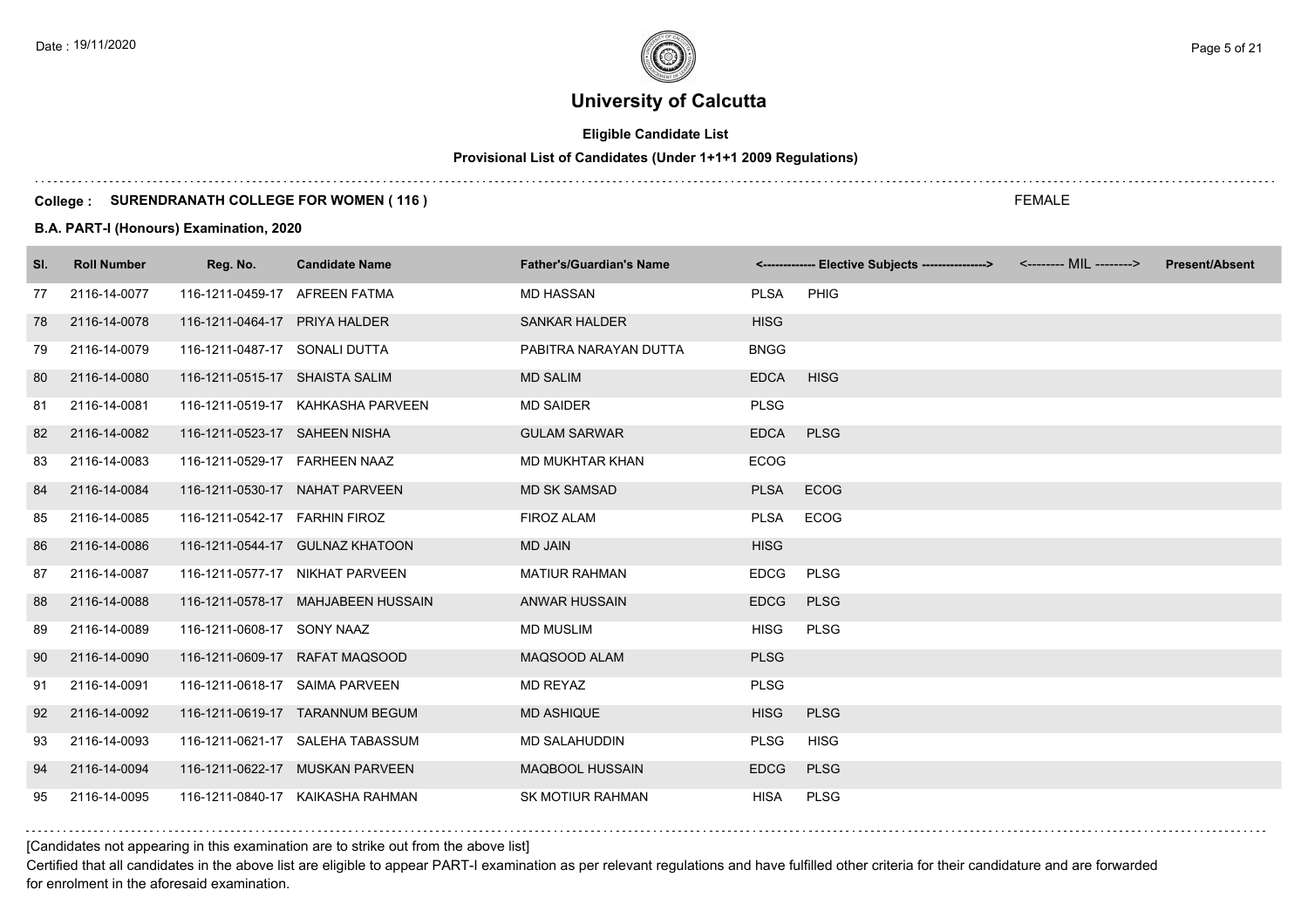# University of Calcutta

**Eligible Candidate List**

**Provisional List of Candidates (Under 1+1+1 2009 Regulations)**

**College : SURENDRANATH COLLEGE FOR WOMEN ( 116 )**

FEMALE

**B.A. PART-I (Honours) Examination, 2020**

| Sl. | Roll Number | Reg. No. | Candidate Name | Father's/Guardian's Name | <------------- Elective Subjects ----------------> | | <-------- MIL --------> | Present/Absent |
|---|---|---|---|---|---|---|---|---|
| 77 | 2116-14-0077 | 116-1211-0459-17 | AFREEN FATMA | MD HASSAN | PLSA | PHIG | | |
| 78 | 2116-14-0078 | 116-1211-0464-17 | PRIYA HALDER | SANKAR HALDER | HISG | | | |
| 79 | 2116-14-0079 | 116-1211-0487-17 | SONALI DUTTA | PABITRA NARAYAN DUTTA | BNGG | | | |
| 80 | 2116-14-0080 | 116-1211-0515-17 | SHAISTA SALIM | MD SALIM | EDCA | HISG | | |
| 81 | 2116-14-0081 | 116-1211-0519-17 | KAHKASHA PARVEEN | MD SAIDER | PLSG | | | |
| 82 | 2116-14-0082 | 116-1211-0523-17 | SAHEEN NISHA | GULAM SARWAR | EDCA | PLSG | | |
| 83 | 2116-14-0083 | 116-1211-0529-17 | FARHEEN NAAZ | MD MUKHTAR KHAN | ECOG | | | |
| 84 | 2116-14-0084 | 116-1211-0530-17 | NAHAT PARVEEN | MD SK SAMSAD | PLSA | ECOG | | |
| 85 | 2116-14-0085 | 116-1211-0542-17 | FARHIN FIROZ | FIROZ ALAM | PLSA | ECOG | | |
| 86 | 2116-14-0086 | 116-1211-0544-17 | GULNAZ KHATOON | MD JAIN | HISG | | | |
| 87 | 2116-14-0087 | 116-1211-0577-17 | NIKHAT PARVEEN | MATIUR RAHMAN | EDCG | PLSG | | |
| 88 | 2116-14-0088 | 116-1211-0578-17 | MAHJABEEN HUSSAIN | ANWAR HUSSAIN | EDCG | PLSG | | |
| 89 | 2116-14-0089 | 116-1211-0608-17 | SONY NAAZ | MD MUSLIM | HISG | PLSG | | |
| 90 | 2116-14-0090 | 116-1211-0609-17 | RAFAT MAQSOOD | MAQSOOD ALAM | PLSG | | | |
| 91 | 2116-14-0091 | 116-1211-0618-17 | SAIMA PARVEEN | MD REYAZ | PLSG | | | |
| 92 | 2116-14-0092 | 116-1211-0619-17 | TARANNUM BEGUM | MD ASHIQUE | HISG | PLSG | | |
| 93 | 2116-14-0093 | 116-1211-0621-17 | SALEHA TABASSUM | MD SALAHUDDIN | PLSG | HISG | | |
| 94 | 2116-14-0094 | 116-1211-0622-17 | MUSKAN PARVEEN | MAQBOOL HUSSAIN | EDCG | PLSG | | |
| 95 | 2116-14-0095 | 116-1211-0840-17 | KAIKASHA RAHMAN | SK MOTIUR RAHMAN | HISA | PLSG | | |

[Candidates not appearing in this examination are to strike out from the above list]

Certified that all candidates in the above list are eligible to appear PART-I examination as per relevant regulations and have fulfilled other criteria for their candidature and are forwarded for enrolment in the aforesaid examination.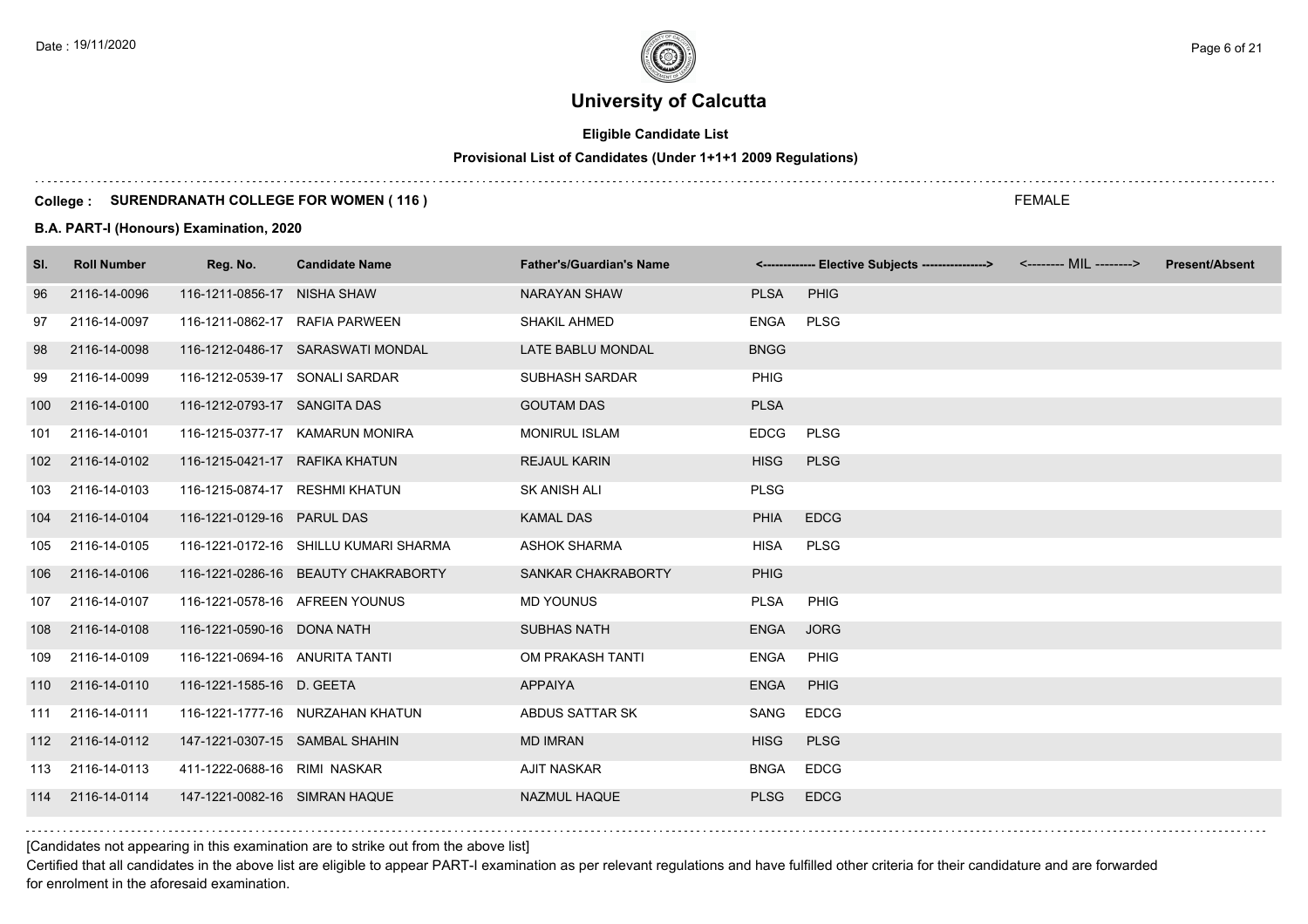# University of Calcutta

## Eligible Candidate List

### Provisional List of Candidates (Under 1+1+1 2009 Regulations)

**College : SURENDRANATH COLLEGE FOR WOMEN ( 116 )**

FEMALE

**B.A. PART-I (Honours) Examination, 2020**

| Sl. | Roll Number | Reg. No. | Candidate Name | Father's/Guardian's Name | <------------- Elective Subjects ----------------> | | <-------- MIL --------> | Present/Absent |
|---|---|---|---|---|---|---|---|---|
| 96 | 2116-14-0096 | 116-1211-0856-17 | NISHA SHAW | NARAYAN SHAW | PLSA | PHIG | | |
| 97 | 2116-14-0097 | 116-1211-0862-17 | RAFIA PARWEEN | SHAKIL AHMED | ENGA | PLSG | | |
| 98 | 2116-14-0098 | 116-1212-0486-17 | SARASWATI MONDAL | LATE BABLU MONDAL | BNGG | | | |
| 99 | 2116-14-0099 | 116-1212-0539-17 | SONALI SARDAR | SUBHASH SARDAR | PHIG | | | |
| 100 | 2116-14-0100 | 116-1212-0793-17 | SANGITA DAS | GOUTAM DAS | PLSA | | | |
| 101 | 2116-14-0101 | 116-1215-0377-17 | KAMARUN MONIRA | MONIRUL ISLAM | EDCG | PLSG | | |
| 102 | 2116-14-0102 | 116-1215-0421-17 | RAFIKA KHATUN | REJAUL KARIN | HISG | PLSG | | |
| 103 | 2116-14-0103 | 116-1215-0874-17 | RESHMI KHATUN | SK ANISH ALI | PLSG | | | |
| 104 | 2116-14-0104 | 116-1221-0129-16 | PARUL DAS | KAMAL DAS | PHIA | EDCG | | |
| 105 | 2116-14-0105 | 116-1221-0172-16 | SHILLU KUMARI SHARMA | ASHOK SHARMA | HISA | PLSG | | |
| 106 | 2116-14-0106 | 116-1221-0286-16 | BEAUTY CHAKRABORTY | SANKAR CHAKRABORTY | PHIG | | | |
| 107 | 2116-14-0107 | 116-1221-0578-16 | AFREEN YOUNUS | MD YOUNUS | PLSA | PHIG | | |
| 108 | 2116-14-0108 | 116-1221-0590-16 | DONA NATH | SUBHAS NATH | ENGA | JORG | | |
| 109 | 2116-14-0109 | 116-1221-0694-16 | ANURITA TANTI | OM PRAKASH TANTI | ENGA | PHIG | | |
| 110 | 2116-14-0110 | 116-1221-1585-16 | D. GEETA | APPAIYA | ENGA | PHIG | | |
| 111 | 2116-14-0111 | 116-1221-1777-16 | NURZAHAN KHATUN | ABDUS SATTAR SK | SANG | EDCG | | |
| 112 | 2116-14-0112 | 147-1221-0307-15 | SAMBAL SHAHIN | MD IMRAN | HISG | PLSG | | |
| 113 | 2116-14-0113 | 411-1222-0688-16 | RIMI NASKAR | AJIT NASKAR | BNGA | EDCG | | |
| 114 | 2116-14-0114 | 147-1221-0082-16 | SIMRAN HAQUE | NAZMUL HAQUE | PLSG | EDCG | | |

[Candidates not appearing in this examination are to strike out from the above list]

Certified that all candidates in the above list are eligible to appear PART-I examination as per relevant regulations and have fulfilled other criteria for their candidature and are forwarded for enrolment in the aforesaid examination.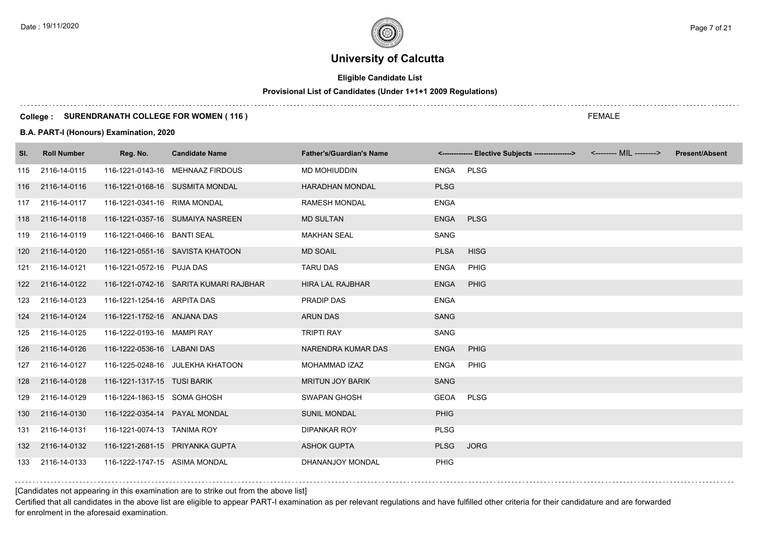# University of Calcutta

**Eligible Candidate List**

**Provisional List of Candidates (Under 1+1+1 2009 Regulations)**

**College : SURENDRANATH COLLEGE FOR WOMEN ( 116 )**

FEMALE

**B.A. PART-I (Honours) Examination, 2020**

| Sl. | Roll Number | Reg. No. | Candidate Name | Father's/Guardian's Name | <------------- Elective Subjects ----------------> | | <-------- MIL --------> | Present/Absent |
|---|---|---|---|---|---|---|---|---|
| 115 | 2116-14-0115 | 116-1221-0143-16 | MEHNAAZ FIRDOUS | MD MOHIUDDIN | ENGA | PLSG | | |
| 116 | 2116-14-0116 | 116-1221-0168-16 | SUSMITA MONDAL | HARADHAN MONDAL | PLSG | | | |
| 117 | 2116-14-0117 | 116-1221-0341-16 | RIMA MONDAL | RAMESH MONDAL | ENGA | | | |
| 118 | 2116-14-0118 | 116-1221-0357-16 | SUMAIYA NASREEN | MD SULTAN | ENGA | PLSG | | |
| 119 | 2116-14-0119 | 116-1221-0466-16 | BANTI SEAL | MAKHAN SEAL | SANG | | | |
| 120 | 2116-14-0120 | 116-1221-0551-16 | SAVISTA KHATOON | MD SOAIL | PLSA | HISG | | |
| 121 | 2116-14-0121 | 116-1221-0572-16 | PUJA DAS | TARU DAS | ENGA | PHIG | | |
| 122 | 2116-14-0122 | 116-1221-0742-16 | SARITA KUMARI RAJBHAR | HIRA LAL RAJBHAR | ENGA | PHIG | | |
| 123 | 2116-14-0123 | 116-1221-1254-16 | ARPITA DAS | PRADIP DAS | ENGA | | | |
| 124 | 2116-14-0124 | 116-1221-1752-16 | ANJANA DAS | ARUN DAS | SANG | | | |
| 125 | 2116-14-0125 | 116-1222-0193-16 | MAMPI RAY | TRIPTI RAY | SANG | | | |
| 126 | 2116-14-0126 | 116-1222-0536-16 | LABANI DAS | NARENDRA KUMAR DAS | ENGA | PHIG | | |
| 127 | 2116-14-0127 | 116-1225-0248-16 | JULEKHA KHATOON | MOHAMMAD IZAZ | ENGA | PHIG | | |
| 128 | 2116-14-0128 | 116-1221-1317-15 | TUSI BARIK | MRITUN JOY BARIK | SANG | | | |
| 129 | 2116-14-0129 | 116-1224-1863-15 | SOMA GHOSH | SWAPAN GHOSH | GEOA | PLSG | | |
| 130 | 2116-14-0130 | 116-1222-0354-14 | PAYAL MONDAL | SUNIL MONDAL | PHIG | | | |
| 131 | 2116-14-0131 | 116-1221-0074-13 | TANIMA ROY | DIPANKAR ROY | PLSG | | | |
| 132 | 2116-14-0132 | 116-1221-2681-15 | PRIYANKA GUPTA | ASHOK GUPTA | PLSG | JORG | | |
| 133 | 2116-14-0133 | 116-1222-1747-15 | ASIMA MONDAL | DHANANJOY MONDAL | PHIG | | | |

[Candidates not appearing in this examination are to strike out from the above list]

Certified that all candidates in the above list are eligible to appear PART-I examination as per relevant regulations and have fulfilled other criteria for their candidature and are forwarded for enrolment in the aforesaid examination.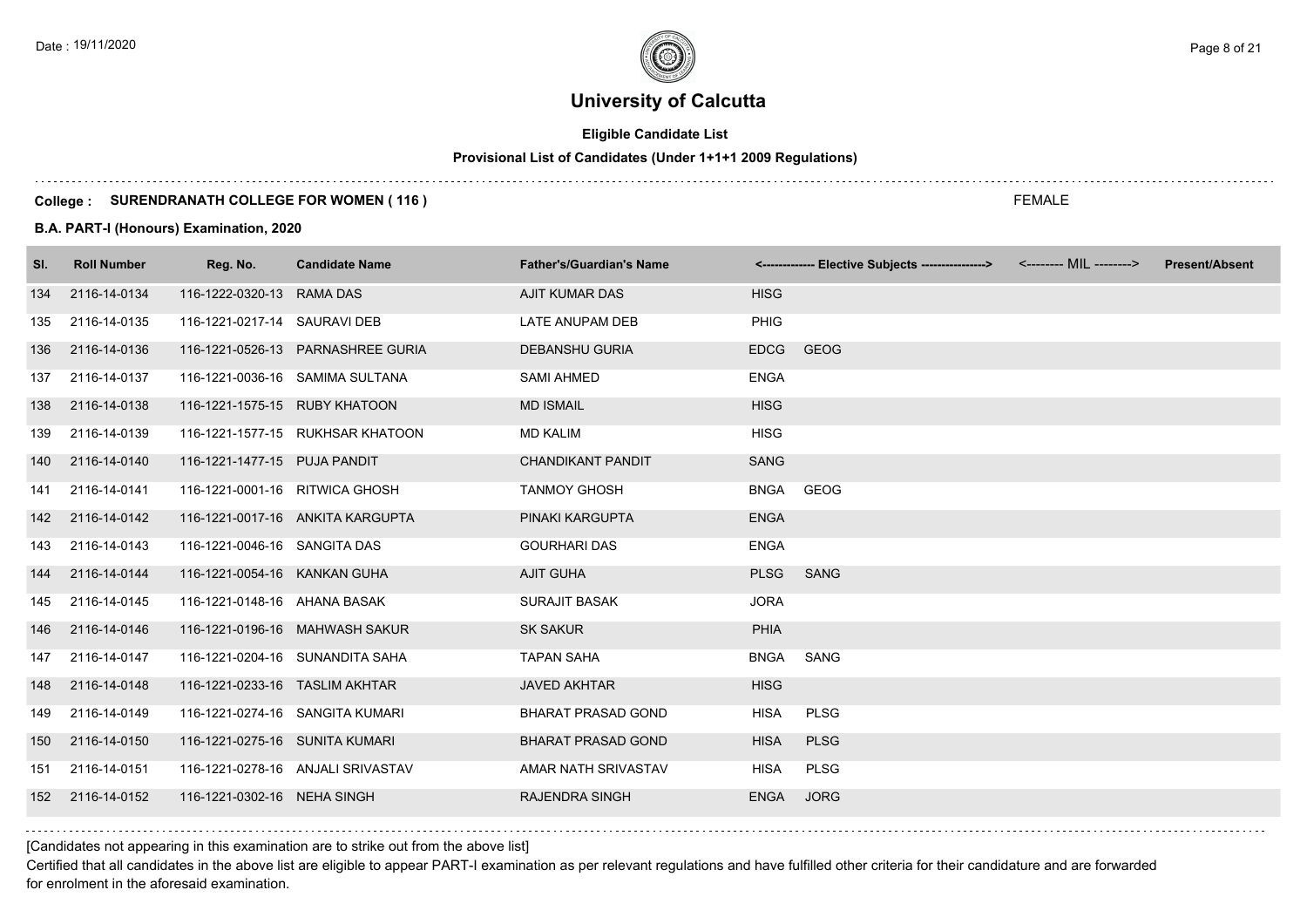# University of Calcutta

**Eligible Candidate List**

**Provisional List of Candidates (Under 1+1+1 2009 Regulations)**

**College : SURENDRANATH COLLEGE FOR WOMEN ( 116 )**

FEMALE

**B.A. PART-I (Honours) Examination, 2020**

| Sl. | Roll Number | Reg. No. | Candidate Name | Father's/Guardian's Name | <------------- Elective Subjects ----------------> | | <-------- MIL --------> | Present/Absent |
|---|---|---|---|---|---|---|---|---|
| 134 | 2116-14-0134 | 116-1222-0320-13 | RAMA DAS | AJIT KUMAR DAS | HISG | | | |
| 135 | 2116-14-0135 | 116-1221-0217-14 | SAURAVI DEB | LATE ANUPAM DEB | PHIG | | | |
| 136 | 2116-14-0136 | 116-1221-0526-13 | PARNASHREE GURIA | DEBANSHU GURIA | EDCG | GEOG | | |
| 137 | 2116-14-0137 | 116-1221-0036-16 | SAMIMA SULTANA | SAMI AHMED | ENGA | | | |
| 138 | 2116-14-0138 | 116-1221-1575-15 | RUBY KHATOON | MD ISMAIL | HISG | | | |
| 139 | 2116-14-0139 | 116-1221-1577-15 | RUKHSAR KHATOON | MD KALIM | HISG | | | |
| 140 | 2116-14-0140 | 116-1221-1477-15 | PUJA PANDIT | CHANDIKANT PANDIT | SANG | | | |
| 141 | 2116-14-0141 | 116-1221-0001-16 | RITWICA GHOSH | TANMOY GHOSH | BNGA | GEOG | | |
| 142 | 2116-14-0142 | 116-1221-0017-16 | ANKITA KARGUPTA | PINAKI KARGUPTA | ENGA | | | |
| 143 | 2116-14-0143 | 116-1221-0046-16 | SANGITA DAS | GOURHARI DAS | ENGA | | | |
| 144 | 2116-14-0144 | 116-1221-0054-16 | KANKAN GUHA | AJIT GUHA | PLSG | SANG | | |
| 145 | 2116-14-0145 | 116-1221-0148-16 | AHANA BASAK | SURAJIT BASAK | JORA | | | |
| 146 | 2116-14-0146 | 116-1221-0196-16 | MAHWASH SAKUR | SK SAKUR | PHIA | | | |
| 147 | 2116-14-0147 | 116-1221-0204-16 | SUNANDITA SAHA | TAPAN SAHA | BNGA | SANG | | |
| 148 | 2116-14-0148 | 116-1221-0233-16 | TASLIM AKHTAR | JAVED AKHTAR | HISG | | | |
| 149 | 2116-14-0149 | 116-1221-0274-16 | SANGITA KUMARI | BHARAT PRASAD GOND | HISA | PLSG | | |
| 150 | 2116-14-0150 | 116-1221-0275-16 | SUNITA KUMARI | BHARAT PRASAD GOND | HISA | PLSG | | |
| 151 | 2116-14-0151 | 116-1221-0278-16 | ANJALI SRIVASTAV | AMAR NATH SRIVASTAV | HISA | PLSG | | |
| 152 | 2116-14-0152 | 116-1221-0302-16 | NEHA SINGH | RAJENDRA SINGH | ENGA | JORG | | |

[Candidates not appearing in this examination are to strike out from the above list]

Certified that all candidates in the above list are eligible to appear PART-I examination as per relevant regulations and have fulfilled other criteria for their candidature and are forwarded for enrolment in the aforesaid examination.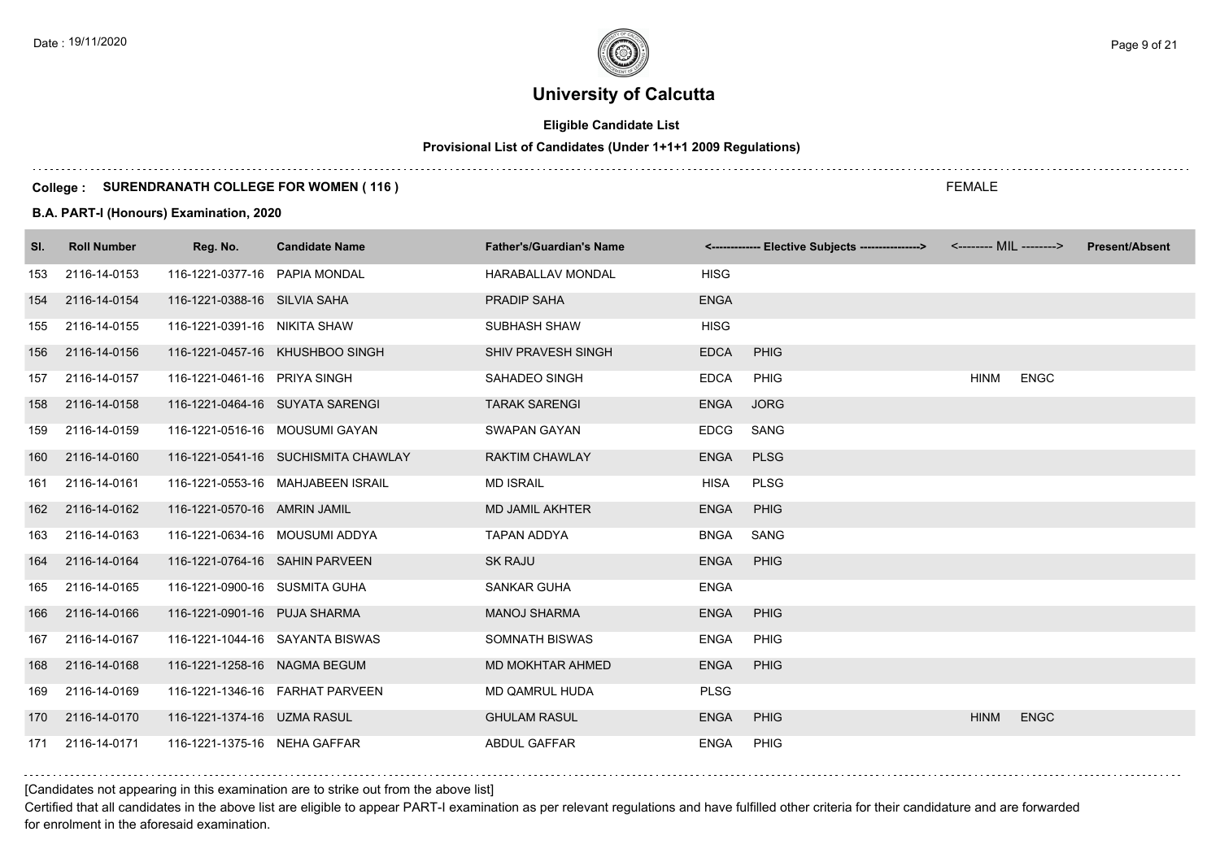# University of Calcutta

## Eligible Candidate List

### Provisional List of Candidates (Under 1+1+1 2009 Regulations)

**College : SURENDRANATH COLLEGE FOR WOMEN ( 116 )**

FEMALE

**B.A. PART-I (Honours) Examination, 2020**

| Sl. | Roll Number | Reg. No. | Candidate Name | Father's/Guardian's Name | <------------- Elective Subjects ----------------> | | <-------- MIL --------> | | Present/Absent |
|---|---|---|---|---|---|---|---|---|---|
| 153 | 2116-14-0153 | 116-1221-0377-16 | PAPIA MONDAL | HARABALLAV MONDAL | HISG | | | | |
| 154 | 2116-14-0154 | 116-1221-0388-16 | SILVIA SAHA | PRADIP SAHA | ENGA | | | | |
| 155 | 2116-14-0155 | 116-1221-0391-16 | NIKITA SHAW | SUBHASH SHAW | HISG | | | | |
| 156 | 2116-14-0156 | 116-1221-0457-16 | KHUSHBOO SINGH | SHIV PRAVESH SINGH | EDCA | PHIG | | | |
| 157 | 2116-14-0157 | 116-1221-0461-16 | PRIYA SINGH | SAHADEO SINGH | EDCA | PHIG | HINM | ENGC | |
| 158 | 2116-14-0158 | 116-1221-0464-16 | SUYATA SARENGI | TARAK SARENGI | ENGA | JORG | | | |
| 159 | 2116-14-0159 | 116-1221-0516-16 | MOUSUMI GAYAN | SWAPAN GAYAN | EDCG | SANG | | | |
| 160 | 2116-14-0160 | 116-1221-0541-16 | SUCHISMITA CHAWLAY | RAKTIM CHAWLAY | ENGA | PLSG | | | |
| 161 | 2116-14-0161 | 116-1221-0553-16 | MAHJABEEN ISRAIL | MD ISRAIL | HISA | PLSG | | | |
| 162 | 2116-14-0162 | 116-1221-0570-16 | AMRIN JAMIL | MD JAMIL AKHTER | ENGA | PHIG | | | |
| 163 | 2116-14-0163 | 116-1221-0634-16 | MOUSUMI ADDYA | TAPAN ADDYA | BNGA | SANG | | | |
| 164 | 2116-14-0164 | 116-1221-0764-16 | SAHIN PARVEEN | SK RAJU | ENGA | PHIG | | | |
| 165 | 2116-14-0165 | 116-1221-0900-16 | SUSMITA GUHA | SANKAR GUHA | ENGA | | | | |
| 166 | 2116-14-0166 | 116-1221-0901-16 | PUJA SHARMA | MANOJ SHARMA | ENGA | PHIG | | | |
| 167 | 2116-14-0167 | 116-1221-1044-16 | SAYANTA BISWAS | SOMNATH BISWAS | ENGA | PHIG | | | |
| 168 | 2116-14-0168 | 116-1221-1258-16 | NAGMA BEGUM | MD MOKHTAR AHMED | ENGA | PHIG | | | |
| 169 | 2116-14-0169 | 116-1221-1346-16 | FARHAT PARVEEN | MD QAMRUL HUDA | PLSG | | | | |
| 170 | 2116-14-0170 | 116-1221-1374-16 | UZMA RASUL | GHULAM RASUL | ENGA | PHIG | HINM | ENGC | |
| 171 | 2116-14-0171 | 116-1221-1375-16 | NEHA GAFFAR | ABDUL GAFFAR | ENGA | PHIG | | | |

[Candidates not appearing in this examination are to strike out from the above list]

Certified that all candidates in the above list are eligible to appear PART-I examination as per relevant regulations and have fulfilled other criteria for their candidature and are forwarded for enrolment in the aforesaid examination.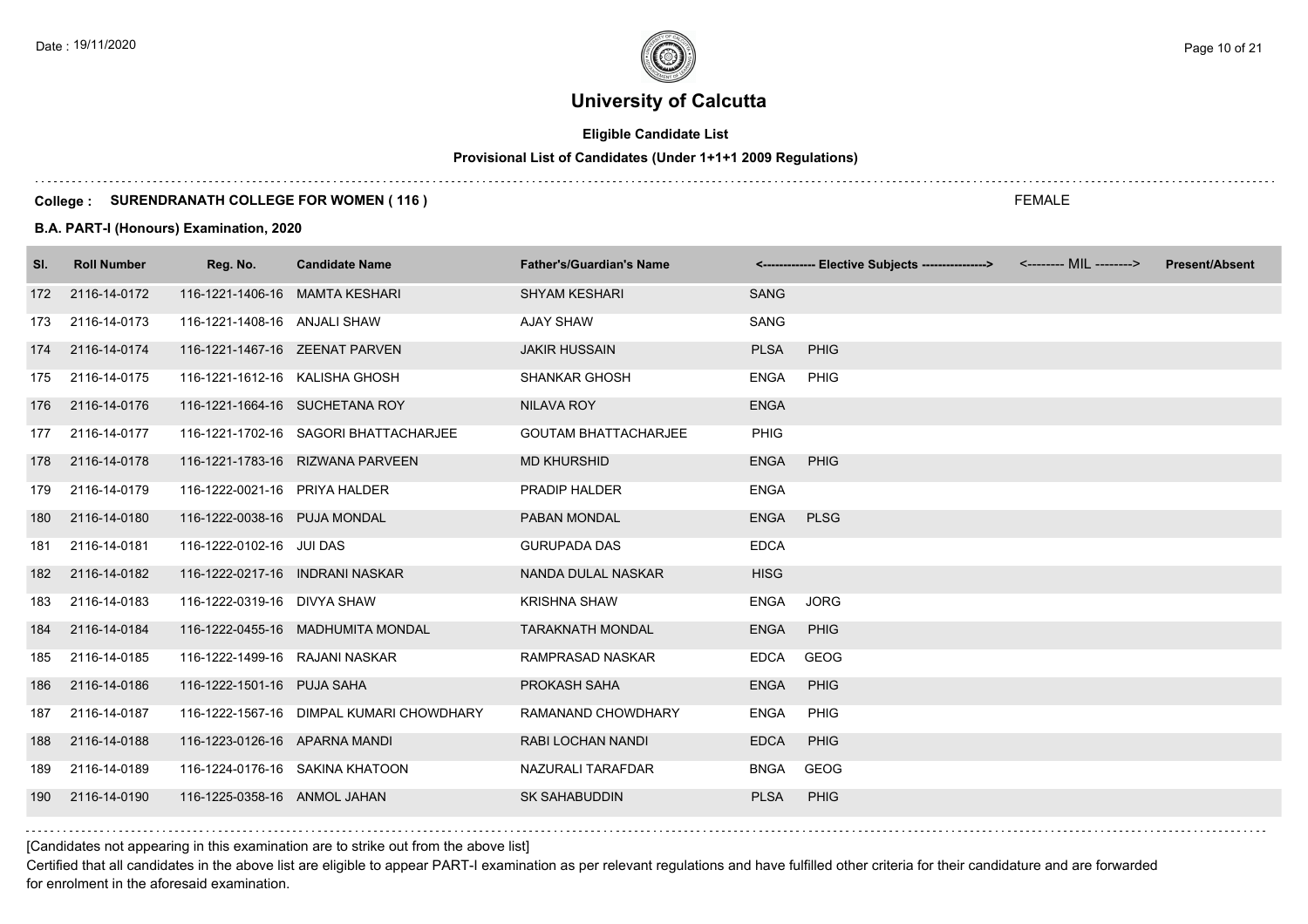# University of Calcutta

**Eligible Candidate List**

**Provisional List of Candidates (Under 1+1+1 2009 Regulations)**

**College : SURENDRANATH COLLEGE FOR WOMEN ( 116 )**

FEMALE

**B.A. PART-I (Honours) Examination, 2020**

| Sl. | Roll Number | Reg. No. | Candidate Name | Father's/Guardian's Name | <------------- Elective Subjects ----------------> | | <-------- MIL --------> | Present/Absent |
|---|---|---|---|---|---|---|---|---|
| 172 | 2116-14-0172 | 116-1221-1406-16 | MAMTA KESHARI | SHYAM KESHARI | SANG | | | |
| 173 | 2116-14-0173 | 116-1221-1408-16 | ANJALI SHAW | AJAY SHAW | SANG | | | |
| 174 | 2116-14-0174 | 116-1221-1467-16 | ZEENAT PARVEN | JAKIR HUSSAIN | PLSA | PHIG | | |
| 175 | 2116-14-0175 | 116-1221-1612-16 | KALISHA GHOSH | SHANKAR GHOSH | ENGA | PHIG | | |
| 176 | 2116-14-0176 | 116-1221-1664-16 | SUCHETANA ROY | NILAVA ROY | ENGA | | | |
| 177 | 2116-14-0177 | 116-1221-1702-16 | SAGORI BHATTACHARJEE | GOUTAM BHATTACHARJEE | PHIG | | | |
| 178 | 2116-14-0178 | 116-1221-1783-16 | RIZWANA PARVEEN | MD KHURSHID | ENGA | PHIG | | |
| 179 | 2116-14-0179 | 116-1222-0021-16 | PRIYA HALDER | PRADIP HALDER | ENGA | | | |
| 180 | 2116-14-0180 | 116-1222-0038-16 | PUJA MONDAL | PABAN MONDAL | ENGA | PLSG | | |
| 181 | 2116-14-0181 | 116-1222-0102-16 | JUI DAS | GURUPADA DAS | EDCA | | | |
| 182 | 2116-14-0182 | 116-1222-0217-16 | INDRANI NASKAR | NANDA DULAL NASKAR | HISG | | | |
| 183 | 2116-14-0183 | 116-1222-0319-16 | DIVYA SHAW | KRISHNA SHAW | ENGA | JORG | | |
| 184 | 2116-14-0184 | 116-1222-0455-16 | MADHUMITA MONDAL | TARAKNATH MONDAL | ENGA | PHIG | | |
| 185 | 2116-14-0185 | 116-1222-1499-16 | RAJANI NASKAR | RAMPRASAD NASKAR | EDCA | GEOG | | |
| 186 | 2116-14-0186 | 116-1222-1501-16 | PUJA SAHA | PROKASH SAHA | ENGA | PHIG | | |
| 187 | 2116-14-0187 | 116-1222-1567-16 | DIMPAL KUMARI CHOWDHARY | RAMANAND CHOWDHARY | ENGA | PHIG | | |
| 188 | 2116-14-0188 | 116-1223-0126-16 | APARNA MANDI | RABI LOCHAN NANDI | EDCA | PHIG | | |
| 189 | 2116-14-0189 | 116-1224-0176-16 | SAKINA KHATOON | NAZURALI TARAFDAR | BNGA | GEOG | | |
| 190 | 2116-14-0190 | 116-1225-0358-16 | ANMOL JAHAN | SK SAHABUDDIN | PLSA | PHIG | | |

[Candidates not appearing in this examination are to strike out from the above list]

Certified that all candidates in the above list are eligible to appear PART-I examination as per relevant regulations and have fulfilled other criteria for their candidature and are forwarded for enrolment in the aforesaid examination.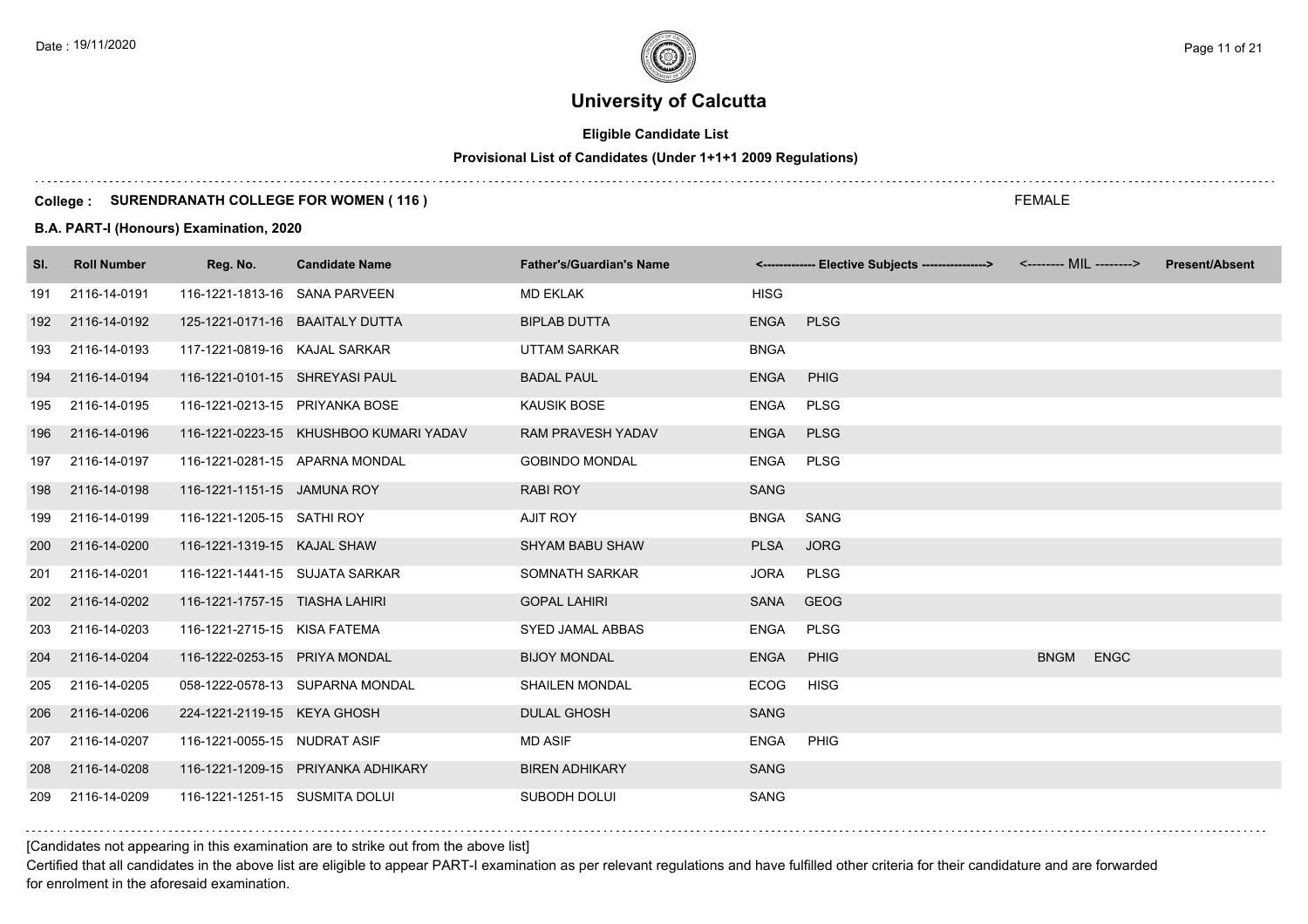# University of Calcutta

**Eligible Candidate List**

**Provisional List of Candidates (Under 1+1+1 2009 Regulations)**

**College : SURENDRANATH COLLEGE FOR WOMEN ( 116 )**

FEMALE

**B.A. PART-I (Honours) Examination, 2020**

| Sl. | Roll Number | Reg. No. | Candidate Name | Father's/Guardian's Name | <------------- Elective Subjects ----------------> | | <-------- MIL --------> | | Present/Absent |
|---|---|---|---|---|---|---|---|---|---|
| 191 | 2116-14-0191 | 116-1221-1813-16 | SANA PARVEEN | MD EKLAK | HISG | | | | |
| 192 | 2116-14-0192 | 125-1221-0171-16 | BAAITALY DUTTA | BIPLAB DUTTA | ENGA | PLSG | | | |
| 193 | 2116-14-0193 | 117-1221-0819-16 | KAJAL SARKAR | UTTAM SARKAR | BNGA | | | | |
| 194 | 2116-14-0194 | 116-1221-0101-15 | SHREYASI PAUL | BADAL PAUL | ENGA | PHIG | | | |
| 195 | 2116-14-0195 | 116-1221-0213-15 | PRIYANKA BOSE | KAUSIK BOSE | ENGA | PLSG | | | |
| 196 | 2116-14-0196 | 116-1221-0223-15 | KHUSHBOO KUMARI YADAV | RAM PRAVESH YADAV | ENGA | PLSG | | | |
| 197 | 2116-14-0197 | 116-1221-0281-15 | APARNA MONDAL | GOBINDO MONDAL | ENGA | PLSG | | | |
| 198 | 2116-14-0198 | 116-1221-1151-15 | JAMUNA ROY | RABI ROY | SANG | | | | |
| 199 | 2116-14-0199 | 116-1221-1205-15 | SATHI ROY | AJIT ROY | BNGA | SANG | | | |
| 200 | 2116-14-0200 | 116-1221-1319-15 | KAJAL SHAW | SHYAM BABU SHAW | PLSA | JORG | | | |
| 201 | 2116-14-0201 | 116-1221-1441-15 | SUJATA SARKAR | SOMNATH SARKAR | JORA | PLSG | | | |
| 202 | 2116-14-0202 | 116-1221-1757-15 | TIASHA LAHIRI | GOPAL LAHIRI | SANA | GEOG | | | |
| 203 | 2116-14-0203 | 116-1221-2715-15 | KISA FATEMA | SYED JAMAL ABBAS | ENGA | PLSG | | | |
| 204 | 2116-14-0204 | 116-1222-0253-15 | PRIYA MONDAL | BIJOY MONDAL | ENGA | PHIG | BNGM | ENGC | |
| 205 | 2116-14-0205 | 058-1222-0578-13 | SUPARNA MONDAL | SHAILEN MONDAL | ECOG | HISG | | | |
| 206 | 2116-14-0206 | 224-1221-2119-15 | KEYA GHOSH | DULAL GHOSH | SANG | | | | |
| 207 | 2116-14-0207 | 116-1221-0055-15 | NUDRAT ASIF | MD ASIF | ENGA | PHIG | | | |
| 208 | 2116-14-0208 | 116-1221-1209-15 | PRIYANKA ADHIKARY | BIREN ADHIKARY | SANG | | | | |
| 209 | 2116-14-0209 | 116-1221-1251-15 | SUSMITA DOLUI | SUBODH DOLUI | SANG | | | | |

[Candidates not appearing in this examination are to strike out from the above list]

Certified that all candidates in the above list are eligible to appear PART-I examination as per relevant regulations and have fulfilled other criteria for their candidature and are forwarded for enrolment in the aforesaid examination.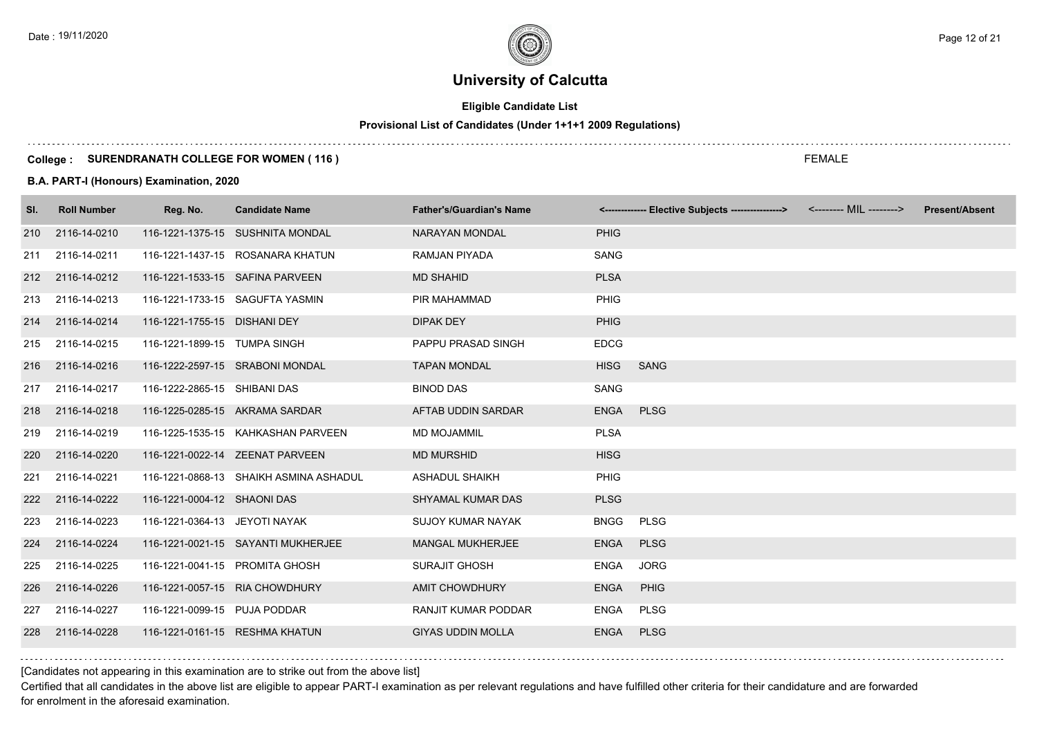# University of Calcutta

**Eligible Candidate List**

**Provisional List of Candidates (Under 1+1+1 2009 Regulations)**

**College : SURENDRANATH COLLEGE FOR WOMEN ( 116 )**

FEMALE

**B.A. PART-I (Honours) Examination, 2020**

| Sl. | Roll Number | Reg. No. | Candidate Name | Father's/Guardian's Name | <------------- Elective Subjects ----------------> | | <-------- MIL --------> | Present/Absent |
|---|---|---|---|---|---|---|---|---|
| 210 | 2116-14-0210 | 116-1221-1375-15 | SUSHNITA MONDAL | NARAYAN MONDAL | PHIG | | | |
| 211 | 2116-14-0211 | 116-1221-1437-15 | ROSANARA KHATUN | RAMJAN PIYADA | SANG | | | |
| 212 | 2116-14-0212 | 116-1221-1533-15 | SAFINA PARVEEN | MD SHAHID | PLSA | | | |
| 213 | 2116-14-0213 | 116-1221-1733-15 | SAGUFTA YASMIN | PIR MAHAMMAD | PHIG | | | |
| 214 | 2116-14-0214 | 116-1221-1755-15 | DISHANI DEY | DIPAK DEY | PHIG | | | |
| 215 | 2116-14-0215 | 116-1221-1899-15 | TUMPA SINGH | PAPPU PRASAD SINGH | EDCG | | | |
| 216 | 2116-14-0216 | 116-1222-2597-15 | SRABONI MONDAL | TAPAN MONDAL | HISG | SANG | | |
| 217 | 2116-14-0217 | 116-1222-2865-15 | SHIBANI DAS | BINOD DAS | SANG | | | |
| 218 | 2116-14-0218 | 116-1225-0285-15 | AKRAMA SARDAR | AFTAB UDDIN SARDAR | ENGA | PLSG | | |
| 219 | 2116-14-0219 | 116-1225-1535-15 | KAHKASHAN PARVEEN | MD MOJAMMIL | PLSA | | | |
| 220 | 2116-14-0220 | 116-1221-0022-14 | ZEENAT PARVEEN | MD MURSHID | HISG | | | |
| 221 | 2116-14-0221 | 116-1221-0868-13 | SHAIKH ASMINA ASHADUL | ASHADUL SHAIKH | PHIG | | | |
| 222 | 2116-14-0222 | 116-1221-0004-12 | SHAONI DAS | SHYAMAL KUMAR DAS | PLSG | | | |
| 223 | 2116-14-0223 | 116-1221-0364-13 | JEYOTI NAYAK | SUJOY KUMAR NAYAK | BNGG | PLSG | | |
| 224 | 2116-14-0224 | 116-1221-0021-15 | SAYANTI MUKHERJEE | MANGAL MUKHERJEE | ENGA | PLSG | | |
| 225 | 2116-14-0225 | 116-1221-0041-15 | PROMITA GHOSH | SURAJIT GHOSH | ENGA | JORG | | |
| 226 | 2116-14-0226 | 116-1221-0057-15 | RIA CHOWDHURY | AMIT CHOWDHURY | ENGA | PHIG | | |
| 227 | 2116-14-0227 | 116-1221-0099-15 | PUJA PODDAR | RANJIT KUMAR PODDAR | ENGA | PLSG | | |
| 228 | 2116-14-0228 | 116-1221-0161-15 | RESHMA KHATUN | GIYAS UDDIN MOLLA | ENGA | PLSG | | |

[Candidates not appearing in this examination are to strike out from the above list]

Certified that all candidates in the above list are eligible to appear PART-I examination as per relevant regulations and have fulfilled other criteria for their candidature and are forwarded for enrolment in the aforesaid examination.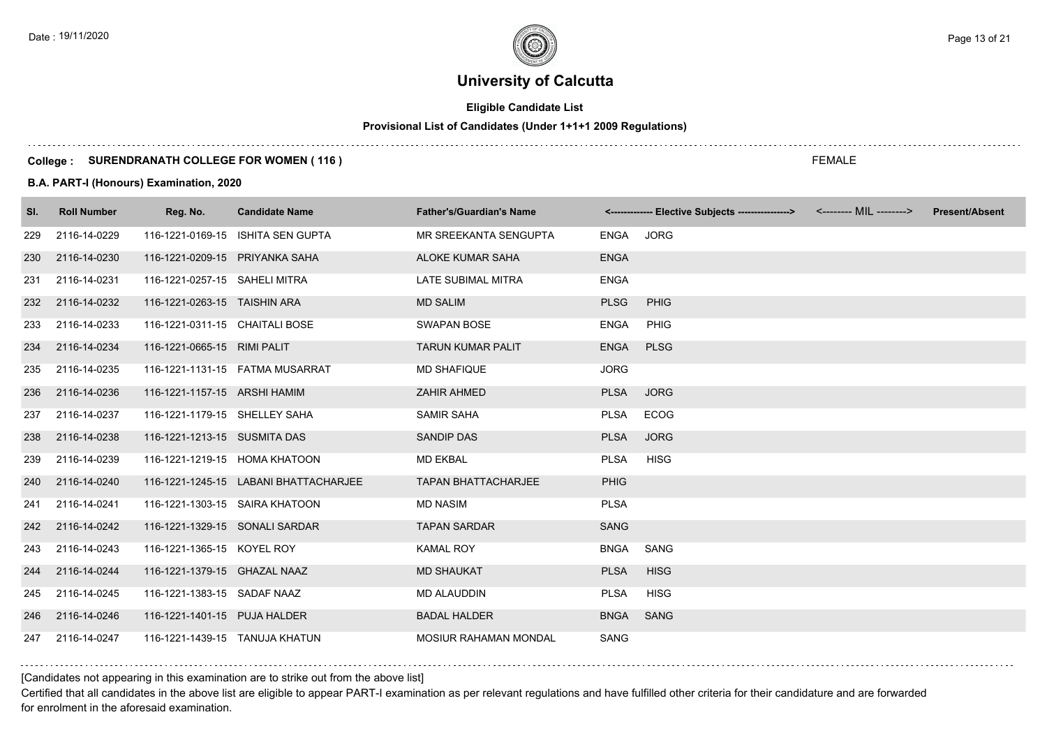# University of Calcutta

**Eligible Candidate List**

**Provisional List of Candidates (Under 1+1+1 2009 Regulations)**

**College : SURENDRANATH COLLEGE FOR WOMEN ( 116 )**

FEMALE

**B.A. PART-I (Honours) Examination, 2020**

| Sl. | Roll Number | Reg. No. | Candidate Name | Father's/Guardian's Name | <------------- Elective Subjects ----------------> | | <-------- MIL --------> | Present/Absent |
|---|---|---|---|---|---|---|---|---|
| 229 | 2116-14-0229 | 116-1221-0169-15 | ISHITA SEN GUPTA | MR SREEKANTA SENGUPTA | ENGA | JORG | | |
| 230 | 2116-14-0230 | 116-1221-0209-15 | PRIYANKA SAHA | ALOKE KUMAR SAHA | ENGA | | | |
| 231 | 2116-14-0231 | 116-1221-0257-15 | SAHELI MITRA | LATE SUBIMAL MITRA | ENGA | | | |
| 232 | 2116-14-0232 | 116-1221-0263-15 | TAISHIN ARA | MD SALIM | PLSG | PHIG | | |
| 233 | 2116-14-0233 | 116-1221-0311-15 | CHAITALI BOSE | SWAPAN BOSE | ENGA | PHIG | | |
| 234 | 2116-14-0234 | 116-1221-0665-15 | RIMI PALIT | TARUN KUMAR PALIT | ENGA | PLSG | | |
| 235 | 2116-14-0235 | 116-1221-1131-15 | FATMA MUSARRAT | MD SHAFIQUE | JORG | | | |
| 236 | 2116-14-0236 | 116-1221-1157-15 | ARSHI HAMIM | ZAHIR AHMED | PLSA | JORG | | |
| 237 | 2116-14-0237 | 116-1221-1179-15 | SHELLEY SAHA | SAMIR SAHA | PLSA | ECOG | | |
| 238 | 2116-14-0238 | 116-1221-1213-15 | SUSMITA DAS | SANDIP DAS | PLSA | JORG | | |
| 239 | 2116-14-0239 | 116-1221-1219-15 | HOMA KHATOON | MD EKBAL | PLSA | HISG | | |
| 240 | 2116-14-0240 | 116-1221-1245-15 | LABANI BHATTACHARJEE | TAPAN BHATTACHARJEE | PHIG | | | |
| 241 | 2116-14-0241 | 116-1221-1303-15 | SAIRA KHATOON | MD NASIM | PLSA | | | |
| 242 | 2116-14-0242 | 116-1221-1329-15 | SONALI SARDAR | TAPAN SARDAR | SANG | | | |
| 243 | 2116-14-0243 | 116-1221-1365-15 | KOYEL ROY | KAMAL ROY | BNGA | SANG | | |
| 244 | 2116-14-0244 | 116-1221-1379-15 | GHAZAL NAAZ | MD SHAUKAT | PLSA | HISG | | |
| 245 | 2116-14-0245 | 116-1221-1383-15 | SADAF NAAZ | MD ALAUDDIN | PLSA | HISG | | |
| 246 | 2116-14-0246 | 116-1221-1401-15 | PUJA HALDER | BADAL HALDER | BNGA | SANG | | |
| 247 | 2116-14-0247 | 116-1221-1439-15 | TANUJA KHATUN | MOSIUR RAHAMAN MONDAL | SANG | | | |

[Candidates not appearing in this examination are to strike out from the above list]

Certified that all candidates in the above list are eligible to appear PART-I examination as per relevant regulations and have fulfilled other criteria for their candidature and are forwarded for enrolment in the aforesaid examination.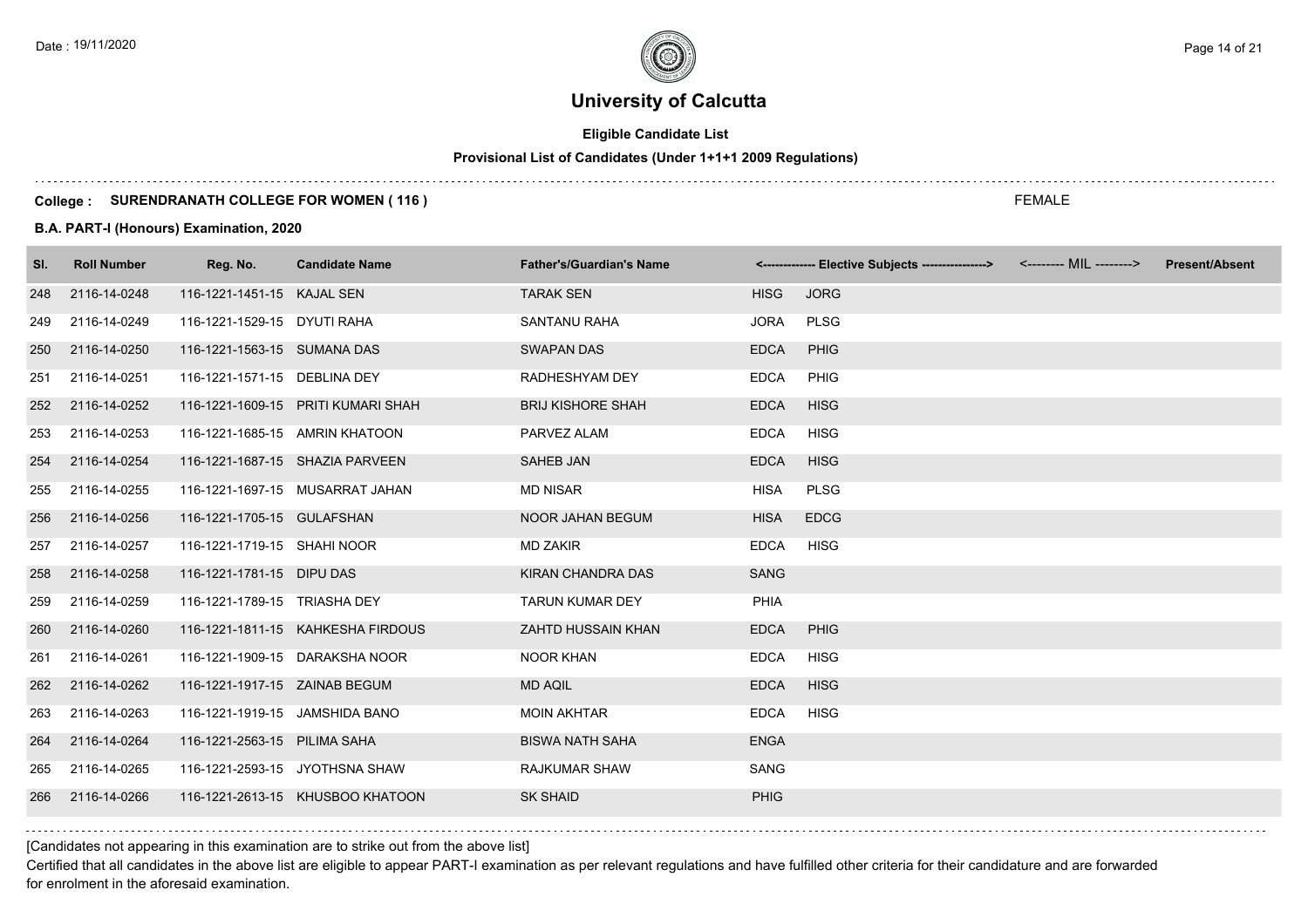# University of Calcutta

**Eligible Candidate List**

**Provisional List of Candidates (Under 1+1+1 2009 Regulations)**

**College : SURENDRANATH COLLEGE FOR WOMEN ( 116 )**

FEMALE

**B.A. PART-I (Honours) Examination, 2020**

| Sl. | Roll Number | Reg. No. | Candidate Name | Father's/Guardian's Name | <------------- Elective Subjects ----------------> | | <-------- MIL --------> | Present/Absent |
|---|---|---|---|---|---|---|---|---|
| 248 | 2116-14-0248 | 116-1221-1451-15 | KAJAL SEN | TARAK SEN | HISG | JORG | | |
| 249 | 2116-14-0249 | 116-1221-1529-15 | DYUTI RAHA | SANTANU RAHA | JORA | PLSG | | |
| 250 | 2116-14-0250 | 116-1221-1563-15 | SUMANA DAS | SWAPAN DAS | EDCA | PHIG | | |
| 251 | 2116-14-0251 | 116-1221-1571-15 | DEBLINA DEY | RADHESHYAM DEY | EDCA | PHIG | | |
| 252 | 2116-14-0252 | 116-1221-1609-15 | PRITI KUMARI SHAH | BRIJ KISHORE SHAH | EDCA | HISG | | |
| 253 | 2116-14-0253 | 116-1221-1685-15 | AMRIN KHATOON | PARVEZ ALAM | EDCA | HISG | | |
| 254 | 2116-14-0254 | 116-1221-1687-15 | SHAZIA PARVEEN | SAHEB JAN | EDCA | HISG | | |
| 255 | 2116-14-0255 | 116-1221-1697-15 | MUSARRAT JAHAN | MD NISAR | HISA | PLSG | | |
| 256 | 2116-14-0256 | 116-1221-1705-15 | GULAFSHAN | NOOR JAHAN BEGUM | HISA | EDCG | | |
| 257 | 2116-14-0257 | 116-1221-1719-15 | SHAHI NOOR | MD ZAKIR | EDCA | HISG | | |
| 258 | 2116-14-0258 | 116-1221-1781-15 | DIPU DAS | KIRAN CHANDRA DAS | SANG | | | |
| 259 | 2116-14-0259 | 116-1221-1789-15 | TRIASHA DEY | TARUN KUMAR DEY | PHIA | | | |
| 260 | 2116-14-0260 | 116-1221-1811-15 | KAHKESHA FIRDOUS | ZAHTD HUSSAIN KHAN | EDCA | PHIG | | |
| 261 | 2116-14-0261 | 116-1221-1909-15 | DARAKSHA NOOR | NOOR KHAN | EDCA | HISG | | |
| 262 | 2116-14-0262 | 116-1221-1917-15 | ZAINAB BEGUM | MD AQIL | EDCA | HISG | | |
| 263 | 2116-14-0263 | 116-1221-1919-15 | JAMSHIDA BANO | MOIN AKHTAR | EDCA | HISG | | |
| 264 | 2116-14-0264 | 116-1221-2563-15 | PILIMA SAHA | BISWA NATH SAHA | ENGA | | | |
| 265 | 2116-14-0265 | 116-1221-2593-15 | JYOTHSNA SHAW | RAJKUMAR SHAW | SANG | | | |
| 266 | 2116-14-0266 | 116-1221-2613-15 | KHUSBOO KHATOON | SK SHAID | PHIG | | | |

[Candidates not appearing in this examination are to strike out from the above list]

Certified that all candidates in the above list are eligible to appear PART-I examination as per relevant regulations and have fulfilled other criteria for their candidature and are forwarded for enrolment in the aforesaid examination.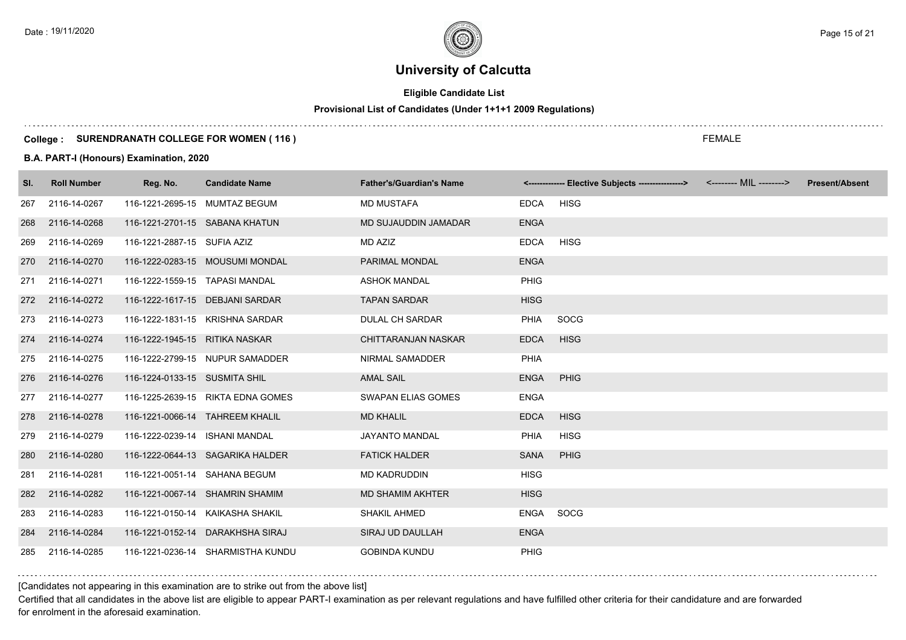# University of Calcutta

**Eligible Candidate List**

**Provisional List of Candidates (Under 1+1+1 2009 Regulations)**

**College : SURENDRANATH COLLEGE FOR WOMEN ( 116 )**

FEMALE

**B.A. PART-I (Honours) Examination, 2020**

| Sl. | Roll Number | Reg. No. | Candidate Name | Father's/Guardian's Name | <------------- Elective Subjects ----------------> | | <-------- MIL --------> | Present/Absent |
|---|---|---|---|---|---|---|---|---|
| 267 | 2116-14-0267 | 116-1221-2695-15 | MUMTAZ BEGUM | MD MUSTAFA | EDCA | HISG | | |
| 268 | 2116-14-0268 | 116-1221-2701-15 | SABANA KHATUN | MD SUJAUDDIN JAMADAR | ENGA | | | |
| 269 | 2116-14-0269 | 116-1221-2887-15 | SUFIA AZIZ | MD AZIZ | EDCA | HISG | | |
| 270 | 2116-14-0270 | 116-1222-0283-15 | MOUSUMI MONDAL | PARIMAL MONDAL | ENGA | | | |
| 271 | 2116-14-0271 | 116-1222-1559-15 | TAPASI MANDAL | ASHOK MANDAL | PHIG | | | |
| 272 | 2116-14-0272 | 116-1222-1617-15 | DEBJANI SARDAR | TAPAN SARDAR | HISG | | | |
| 273 | 2116-14-0273 | 116-1222-1831-15 | KRISHNA SARDAR | DULAL CH SARDAR | PHIA | SOCG | | |
| 274 | 2116-14-0274 | 116-1222-1945-15 | RITIKA NASKAR | CHITTARANJAN NASKAR | EDCA | HISG | | |
| 275 | 2116-14-0275 | 116-1222-2799-15 | NUPUR SAMADDER | NIRMAL SAMADDER | PHIA | | | |
| 276 | 2116-14-0276 | 116-1224-0133-15 | SUSMITA SHIL | AMAL SAIL | ENGA | PHIG | | |
| 277 | 2116-14-0277 | 116-1225-2639-15 | RIKTA EDNA GOMES | SWAPAN ELIAS GOMES | ENGA | | | |
| 278 | 2116-14-0278 | 116-1221-0066-14 | TAHREEM KHALIL | MD KHALIL | EDCA | HISG | | |
| 279 | 2116-14-0279 | 116-1222-0239-14 | ISHANI MANDAL | JAYANTO MANDAL | PHIA | HISG | | |
| 280 | 2116-14-0280 | 116-1222-0644-13 | SAGARIKA HALDER | FATICK HALDER | SANA | PHIG | | |
| 281 | 2116-14-0281 | 116-1221-0051-14 | SAHANA BEGUM | MD KADRUDDIN | HISG | | | |
| 282 | 2116-14-0282 | 116-1221-0067-14 | SHAMRIN SHAMIM | MD SHAMIM AKHTER | HISG | | | |
| 283 | 2116-14-0283 | 116-1221-0150-14 | KAIKASHA SHAKIL | SHAKIL AHMED | ENGA | SOCG | | |
| 284 | 2116-14-0284 | 116-1221-0152-14 | DARAKHSHA SIRAJ | SIRAJ UD DAULLAH | ENGA | | | |
| 285 | 2116-14-0285 | 116-1221-0236-14 | SHARMISTHA KUNDU | GOBINDA KUNDU | PHIG | | | |

[Candidates not appearing in this examination are to strike out from the above list]

Certified that all candidates in the above list are eligible to appear PART-I examination as per relevant regulations and have fulfilled other criteria for their candidature and are forwarded for enrolment in the aforesaid examination.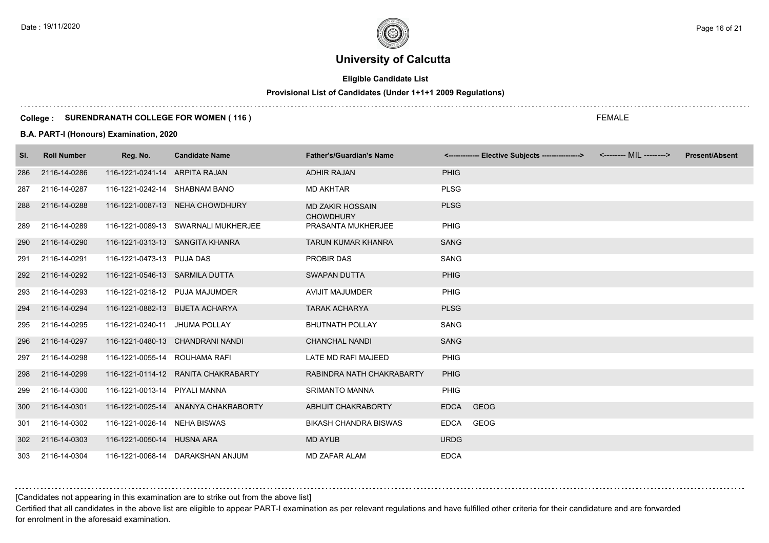# University of Calcutta

**Eligible Candidate List**

**Provisional List of Candidates (Under 1+1+1 2009 Regulations)**

**College : SURENDRANATH COLLEGE FOR WOMEN ( 116 )** FEMALE

**B.A. PART-I (Honours) Examination, 2020**

| Sl. | Roll Number | Reg. No. | Candidate Name | Father's/Guardian's Name | <------------- Elective Subjects ----------------> | <-------- MIL --------> | Present/Absent |
|---|---|---|---|---|---|---|---|
| 286 | 2116-14-0286 | 116-1221-0241-14 | ARPITA RAJAN | ADHIR RAJAN | PHIG | | |
| 287 | 2116-14-0287 | 116-1221-0242-14 | SHABNAM BANO | MD AKHTAR | PLSG | | |
| 288 | 2116-14-0288 | 116-1221-0087-13 | NEHA CHOWDHURY | MD ZAKIR HOSSAIN CHOWDHURY | PLSG | | |
| 289 | 2116-14-0289 | 116-1221-0089-13 | SWARNALI MUKHERJEE | PRASANTA MUKHERJEE | PHIG | | |
| 290 | 2116-14-0290 | 116-1221-0313-13 | SANGITA KHANRA | TARUN KUMAR KHANRA | SANG | | |
| 291 | 2116-14-0291 | 116-1221-0473-13 | PUJA DAS | PROBIR DAS | SANG | | |
| 292 | 2116-14-0292 | 116-1221-0546-13 | SARMILA DUTTA | SWAPAN DUTTA | PHIG | | |
| 293 | 2116-14-0293 | 116-1221-0218-12 | PUJA MAJUMDER | AVIJIT MAJUMDER | PHIG | | |
| 294 | 2116-14-0294 | 116-1221-0882-13 | BIJETA ACHARYA | TARAK ACHARYA | PLSG | | |
| 295 | 2116-14-0295 | 116-1221-0240-11 | JHUMA POLLAY | BHUTNATH POLLAY | SANG | | |
| 296 | 2116-14-0297 | 116-1221-0480-13 | CHANDRANI NANDI | CHANCHAL NANDI | SANG | | |
| 297 | 2116-14-0298 | 116-1221-0055-14 | ROUHAMA RAFI | LATE MD RAFI MAJEED | PHIG | | |
| 298 | 2116-14-0299 | 116-1221-0114-12 | RANITA CHAKRABARTY | RABINDRA NATH CHAKRABARTY | PHIG | | |
| 299 | 2116-14-0300 | 116-1221-0013-14 | PIYALI MANNA | SRIMANTO MANNA | PHIG | | |
| 300 | 2116-14-0301 | 116-1221-0025-14 | ANANYA CHAKRABORTY | ABHIJIT CHAKRABORTY | EDCA GEOG | | |
| 301 | 2116-14-0302 | 116-1221-0026-14 | NEHA BISWAS | BIKASH CHANDRA BISWAS | EDCA GEOG | | |
| 302 | 2116-14-0303 | 116-1221-0050-14 | HUSNA ARA | MD AYUB | URDG | | |
| 303 | 2116-14-0304 | 116-1221-0068-14 | DARAKSHAN ANJUM | MD ZAFAR ALAM | EDCA | | |

[Candidates not appearing in this examination are to strike out from the above list]

Certified that all candidates in the above list are eligible to appear PART-I examination as per relevant regulations and have fulfilled other criteria for their candidature and are forwarded for enrolment in the aforesaid examination.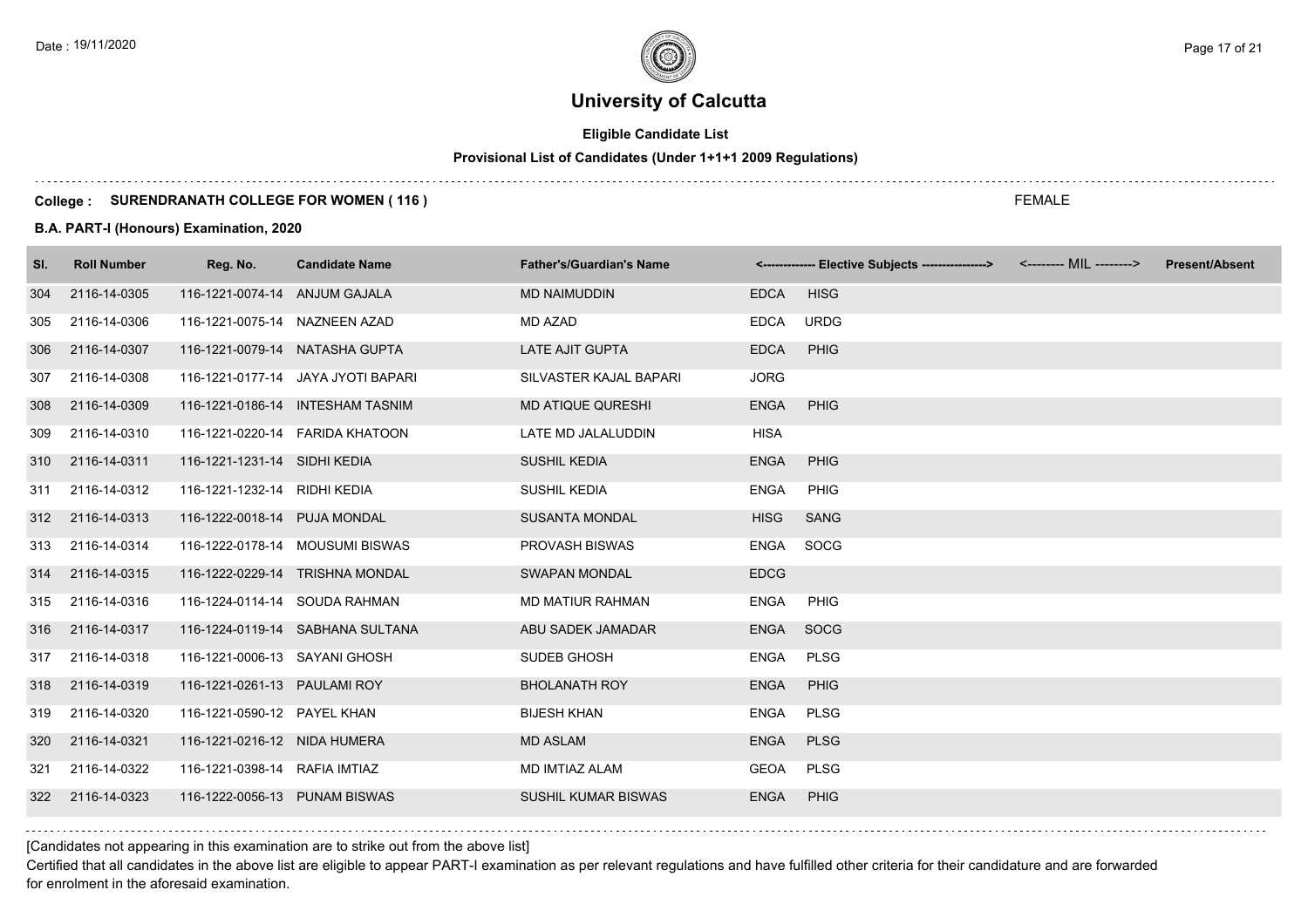# University of Calcutta

**Eligible Candidate List**

**Provisional List of Candidates (Under 1+1+1 2009 Regulations)**

**College : SURENDRANATH COLLEGE FOR WOMEN ( 116 )**

FEMALE

**B.A. PART-I (Honours) Examination, 2020**

| Sl. | Roll Number | Reg. No. | Candidate Name | Father's/Guardian's Name | <------------- Elective Subjects ----------------> | | <-------- MIL --------> | Present/Absent |
|---|---|---|---|---|---|---|---|---|
| 304 | 2116-14-0305 | 116-1221-0074-14 | ANJUM GAJALA | MD NAIMUDDIN | EDCA | HISG | | |
| 305 | 2116-14-0306 | 116-1221-0075-14 | NAZNEEN AZAD | MD AZAD | EDCA | URDG | | |
| 306 | 2116-14-0307 | 116-1221-0079-14 | NATASHA GUPTA | LATE AJIT GUPTA | EDCA | PHIG | | |
| 307 | 2116-14-0308 | 116-1221-0177-14 | JAYA JYOTI BAPARI | SILVASTER KAJAL BAPARI | JORG | | | |
| 308 | 2116-14-0309 | 116-1221-0186-14 | INTESHAM TASNIM | MD ATIQUE QURESHI | ENGA | PHIG | | |
| 309 | 2116-14-0310 | 116-1221-0220-14 | FARIDA KHATOON | LATE MD JALALUDDIN | HISA | | | |
| 310 | 2116-14-0311 | 116-1221-1231-14 | SIDHI KEDIA | SUSHIL KEDIA | ENGA | PHIG | | |
| 311 | 2116-14-0312 | 116-1221-1232-14 | RIDHI KEDIA | SUSHIL KEDIA | ENGA | PHIG | | |
| 312 | 2116-14-0313 | 116-1222-0018-14 | PUJA MONDAL | SUSANTA MONDAL | HISG | SANG | | |
| 313 | 2116-14-0314 | 116-1222-0178-14 | MOUSUMI BISWAS | PROVASH BISWAS | ENGA | SOCG | | |
| 314 | 2116-14-0315 | 116-1222-0229-14 | TRISHNA MONDAL | SWAPAN MONDAL | EDCG | | | |
| 315 | 2116-14-0316 | 116-1224-0114-14 | SOUDA RAHMAN | MD MATIUR RAHMAN | ENGA | PHIG | | |
| 316 | 2116-14-0317 | 116-1224-0119-14 | SABHANA SULTANA | ABU SADEK JAMADAR | ENGA | SOCG | | |
| 317 | 2116-14-0318 | 116-1221-0006-13 | SAYANI GHOSH | SUDEB GHOSH | ENGA | PLSG | | |
| 318 | 2116-14-0319 | 116-1221-0261-13 | PAULAMI ROY | BHOLANATH ROY | ENGA | PHIG | | |
| 319 | 2116-14-0320 | 116-1221-0590-12 | PAYEL KHAN | BIJESH KHAN | ENGA | PLSG | | |
| 320 | 2116-14-0321 | 116-1221-0216-12 | NIDA HUMERA | MD ASLAM | ENGA | PLSG | | |
| 321 | 2116-14-0322 | 116-1221-0398-14 | RAFIA IMTIAZ | MD IMTIAZ ALAM | GEOA | PLSG | | |
| 322 | 2116-14-0323 | 116-1222-0056-13 | PUNAM BISWAS | SUSHIL KUMAR BISWAS | ENGA | PHIG | | |

[Candidates not appearing in this examination are to strike out from the above list]

Certified that all candidates in the above list are eligible to appear PART-I examination as per relevant regulations and have fulfilled other criteria for their candidature and are forwarded for enrolment in the aforesaid examination.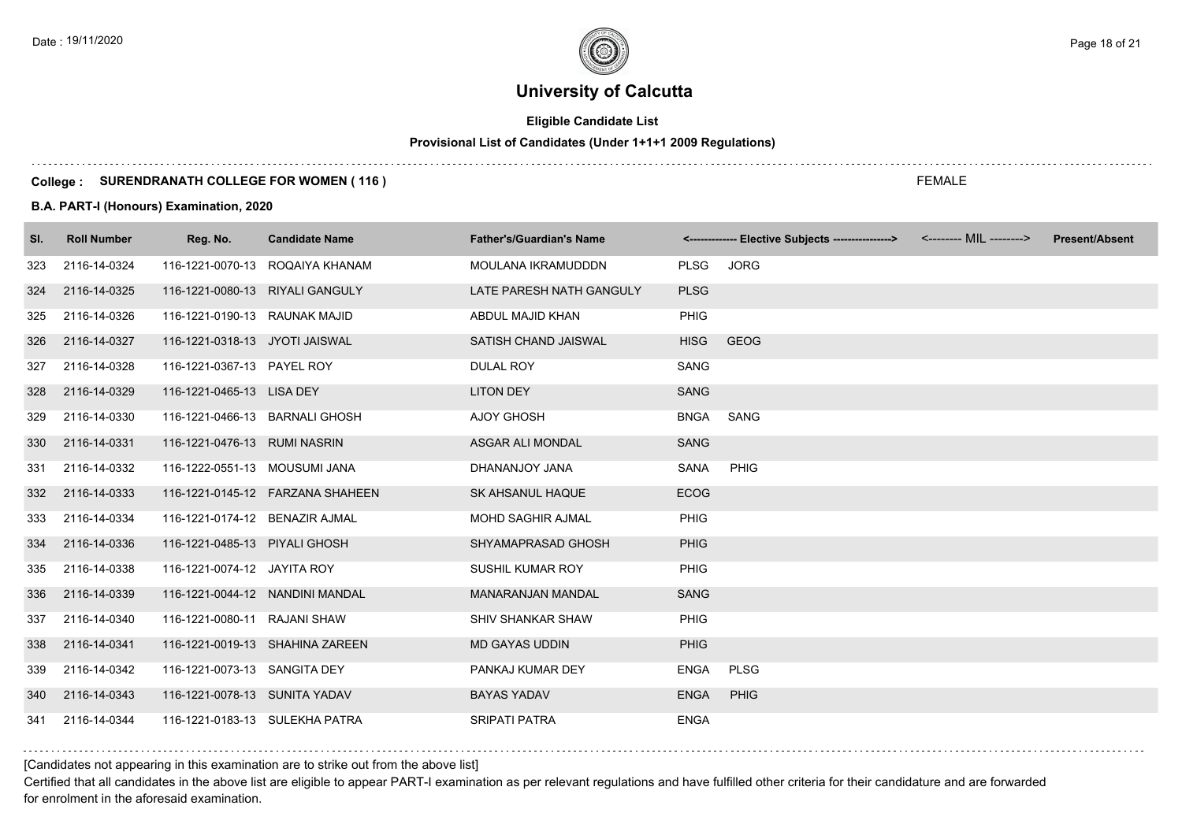# University of Calcutta

**Eligible Candidate List**

**Provisional List of Candidates (Under 1+1+1 2009 Regulations)**

**College : SURENDRANATH COLLEGE FOR WOMEN ( 116 )**

FEMALE

**B.A. PART-I (Honours) Examination, 2020**

| Sl. | Roll Number | Reg. No. | Candidate Name | Father's/Guardian's Name | <------------- Elective Subjects ----------------> | | <-------- MIL --------> | Present/Absent |
|---|---|---|---|---|---|---|---|---|
| 323 | 2116-14-0324 | 116-1221-0070-13 | ROQAIYA KHANAM | MOULANA IKRAMUDDDN | PLSG | JORG | | |
| 324 | 2116-14-0325 | 116-1221-0080-13 | RIYALI GANGULY | LATE PARESH NATH GANGULY | PLSG | | | |
| 325 | 2116-14-0326 | 116-1221-0190-13 | RAUNAK MAJID | ABDUL MAJID KHAN | PHIG | | | |
| 326 | 2116-14-0327 | 116-1221-0318-13 | JYOTI JAISWAL | SATISH CHAND JAISWAL | HISG | GEOG | | |
| 327 | 2116-14-0328 | 116-1221-0367-13 | PAYEL ROY | DULAL ROY | SANG | | | |
| 328 | 2116-14-0329 | 116-1221-0465-13 | LISA DEY | LITON DEY | SANG | | | |
| 329 | 2116-14-0330 | 116-1221-0466-13 | BARNALI GHOSH | AJOY GHOSH | BNGA | SANG | | |
| 330 | 2116-14-0331 | 116-1221-0476-13 | RUMI NASRIN | ASGAR ALI MONDAL | SANG | | | |
| 331 | 2116-14-0332 | 116-1222-0551-13 | MOUSUMI JANA | DHANANJOY JANA | SANA | PHIG | | |
| 332 | 2116-14-0333 | 116-1221-0145-12 | FARZANA SHAHEEN | SK AHSANUL HAQUE | ECOG | | | |
| 333 | 2116-14-0334 | 116-1221-0174-12 | BENAZIR AJMAL | MOHD SAGHIR AJMAL | PHIG | | | |
| 334 | 2116-14-0336 | 116-1221-0485-13 | PIYALI GHOSH | SHYAMAPRASAD GHOSH | PHIG | | | |
| 335 | 2116-14-0338 | 116-1221-0074-12 | JAYITA ROY | SUSHIL KUMAR ROY | PHIG | | | |
| 336 | 2116-14-0339 | 116-1221-0044-12 | NANDINI MANDAL | MANARANJAN MANDAL | SANG | | | |
| 337 | 2116-14-0340 | 116-1221-0080-11 | RAJANI SHAW | SHIV SHANKAR SHAW | PHIG | | | |
| 338 | 2116-14-0341 | 116-1221-0019-13 | SHAHINA ZAREEN | MD GAYAS UDDIN | PHIG | | | |
| 339 | 2116-14-0342 | 116-1221-0073-13 | SANGITA DEY | PANKAJ KUMAR DEY | ENGA | PLSG | | |
| 340 | 2116-14-0343 | 116-1221-0078-13 | SUNITA YADAV | BAYAS YADAV | ENGA | PHIG | | |
| 341 | 2116-14-0344 | 116-1221-0183-13 | SULEKHA PATRA | SRIPATI PATRA | ENGA | | | |

[Candidates not appearing in this examination are to strike out from the above list]

Certified that all candidates in the above list are eligible to appear PART-I examination as per relevant regulations and have fulfilled other criteria for their candidature and are forwarded for enrolment in the aforesaid examination.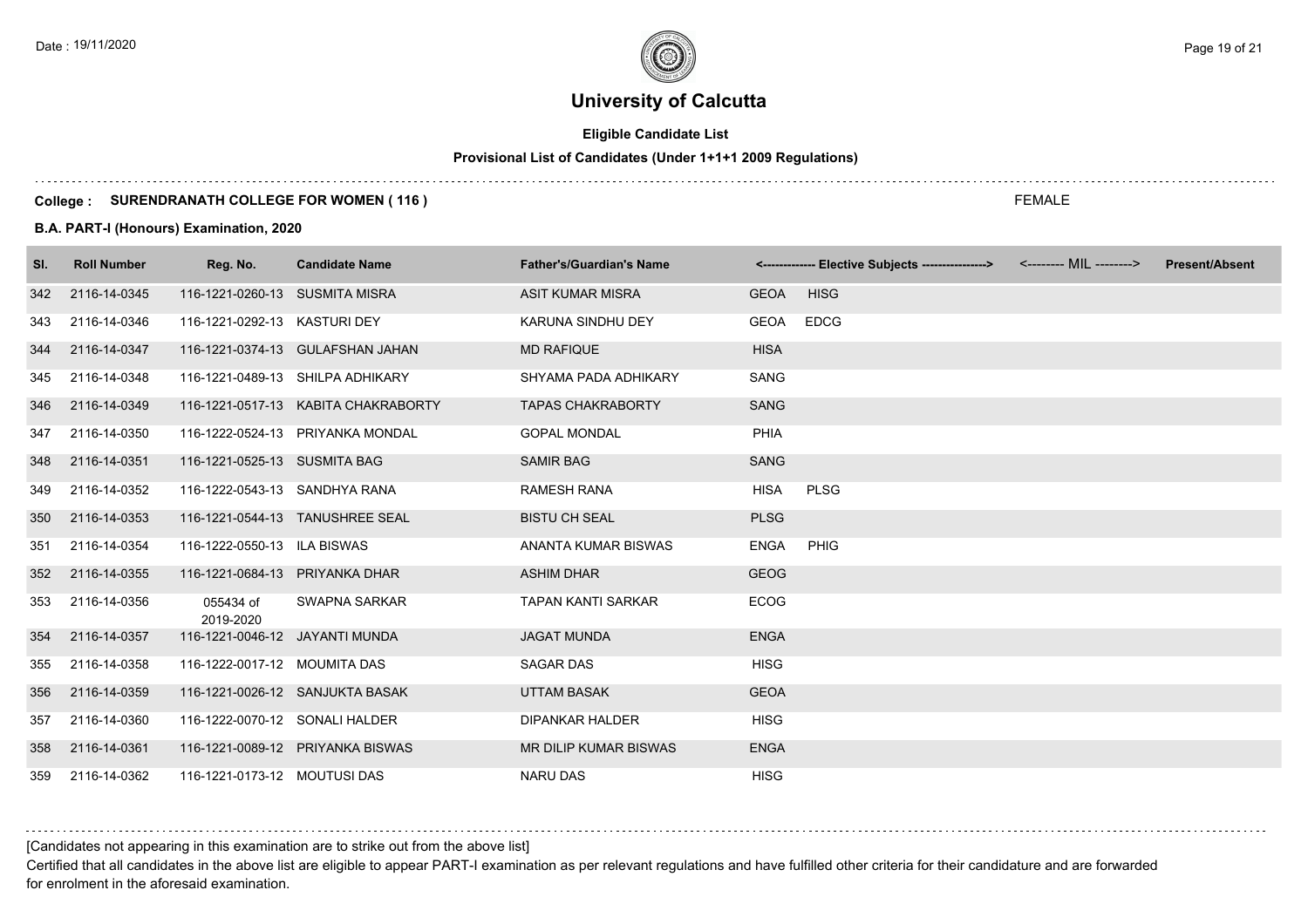# University of Calcutta

**Eligible Candidate List**

**Provisional List of Candidates (Under 1+1+1 2009 Regulations)**

**College : SURENDRANATH COLLEGE FOR WOMEN ( 116 )**

FEMALE

**B.A. PART-I (Honours) Examination, 2020**

| Sl. | Roll Number | Reg. No. | Candidate Name | Father's/Guardian's Name | <------------- Elective Subjects ----------------> | | <-------- MIL --------> | Present/Absent |
|---|---|---|---|---|---|---|---|---|
| 342 | 2116-14-0345 | 116-1221-0260-13 | SUSMITA MISRA | ASIT KUMAR MISRA | GEOA | HISG | | |
| 343 | 2116-14-0346 | 116-1221-0292-13 | KASTURI DEY | KARUNA SINDHU DEY | GEOA | EDCG | | |
| 344 | 2116-14-0347 | 116-1221-0374-13 | GULAFSHAN JAHAN | MD RAFIQUE | HISA | | | |
| 345 | 2116-14-0348 | 116-1221-0489-13 | SHILPA ADHIKARY | SHYAMA PADA ADHIKARY | SANG | | | |
| 346 | 2116-14-0349 | 116-1221-0517-13 | KABITA CHAKRABORTY | TAPAS CHAKRABORTY | SANG | | | |
| 347 | 2116-14-0350 | 116-1222-0524-13 | PRIYANKA MONDAL | GOPAL MONDAL | PHIA | | | |
| 348 | 2116-14-0351 | 116-1221-0525-13 | SUSMITA BAG | SAMIR BAG | SANG | | | |
| 349 | 2116-14-0352 | 116-1222-0543-13 | SANDHYA RANA | RAMESH RANA | HISA | PLSG | | |
| 350 | 2116-14-0353 | 116-1221-0544-13 | TANUSHREE SEAL | BISTU CH SEAL | PLSG | | | |
| 351 | 2116-14-0354 | 116-1222-0550-13 | ILA BISWAS | ANANTA KUMAR BISWAS | ENGA | PHIG | | |
| 352 | 2116-14-0355 | 116-1221-0684-13 | PRIYANKA DHAR | ASHIM DHAR | GEOG | | | |
| 353 | 2116-14-0356 | 055434 of 2019-2020 | SWAPNA SARKAR | TAPAN KANTI SARKAR | ECOG | | | |
| 354 | 2116-14-0357 | 116-1221-0046-12 | JAYANTI MUNDA | JAGAT MUNDA | ENGA | | | |
| 355 | 2116-14-0358 | 116-1222-0017-12 | MOUMITA DAS | SAGAR DAS | HISG | | | |
| 356 | 2116-14-0359 | 116-1221-0026-12 | SANJUKTA BASAK | UTTAM BASAK | GEOA | | | |
| 357 | 2116-14-0360 | 116-1222-0070-12 | SONALI HALDER | DIPANKAR HALDER | HISG | | | |
| 358 | 2116-14-0361 | 116-1221-0089-12 | PRIYANKA BISWAS | MR DILIP KUMAR BISWAS | ENGA | | | |
| 359 | 2116-14-0362 | 116-1221-0173-12 | MOUTUSI DAS | NARU DAS | HISG | | | |

[Candidates not appearing in this examination are to strike out from the above list]

Certified that all candidates in the above list are eligible to appear PART-I examination as per relevant regulations and have fulfilled other criteria for their candidature and are forwarded for enrolment in the aforesaid examination.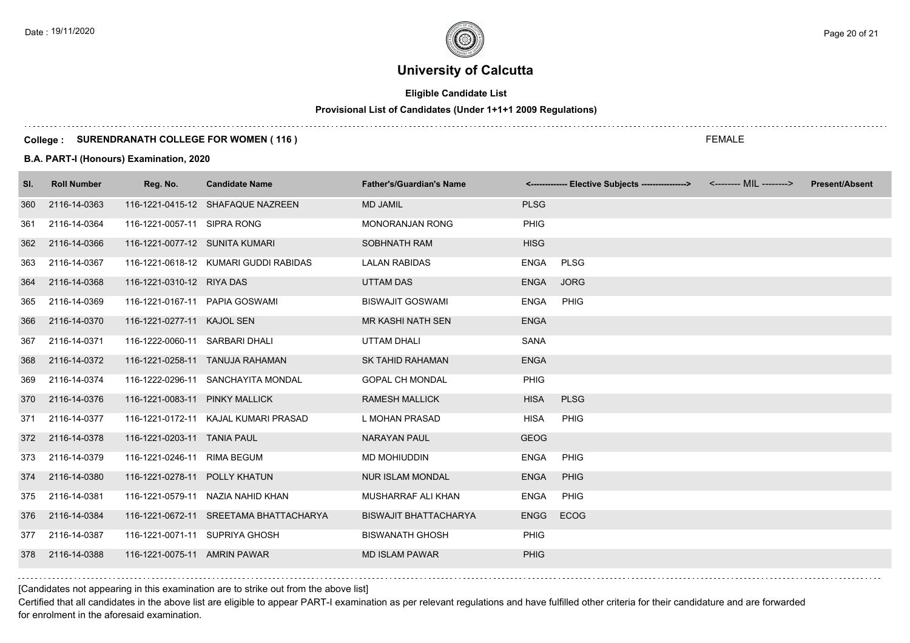# University of Calcutta

### Eligible Candidate List

### Provisional List of Candidates (Under 1+1+1 2009 Regulations)

**College : SURENDRANATH COLLEGE FOR WOMEN ( 116 )** FEMALE

**B.A. PART-I (Honours) Examination, 2020**

| Sl. | Roll Number | Reg. No. | Candidate Name | Father's/Guardian's Name | <------------- Elective Subjects ----------------> | | <-------- MIL --------> | Present/Absent |
|---|---|---|---|---|---|---|---|---|
| 360 | 2116-14-0363 | 116-1221-0415-12 | SHAFAQUE NAZREEN | MD JAMIL | PLSG | | | |
| 361 | 2116-14-0364 | 116-1221-0057-11 | SIPRA RONG | MONORANJAN RONG | PHIG | | | |
| 362 | 2116-14-0366 | 116-1221-0077-12 | SUNITA KUMARI | SOBHNATH RAM | HISG | | | |
| 363 | 2116-14-0367 | 116-1221-0618-12 | KUMARI GUDDI RABIDAS | LALAN RABIDAS | ENGA | PLSG | | |
| 364 | 2116-14-0368 | 116-1221-0310-12 | RIYA DAS | UTTAM DAS | ENGA | JORG | | |
| 365 | 2116-14-0369 | 116-1221-0167-11 | PAPIA GOSWAMI | BISWAJIT GOSWAMI | ENGA | PHIG | | |
| 366 | 2116-14-0370 | 116-1221-0277-11 | KAJOL SEN | MR KASHI NATH SEN | ENGA | | | |
| 367 | 2116-14-0371 | 116-1222-0060-11 | SARBARI DHALI | UTTAM DHALI | SANA | | | |
| 368 | 2116-14-0372 | 116-1221-0258-11 | TANUJA RAHAMAN | SK TAHID RAHAMAN | ENGA | | | |
| 369 | 2116-14-0374 | 116-1222-0296-11 | SANCHAYITA MONDAL | GOPAL CH MONDAL | PHIG | | | |
| 370 | 2116-14-0376 | 116-1221-0083-11 | PINKY MALLICK | RAMESH MALLICK | HISA | PLSG | | |
| 371 | 2116-14-0377 | 116-1221-0172-11 | KAJAL KUMARI PRASAD | L MOHAN PRASAD | HISA | PHIG | | |
| 372 | 2116-14-0378 | 116-1221-0203-11 | TANIA PAUL | NARAYAN PAUL | GEOG | | | |
| 373 | 2116-14-0379 | 116-1221-0246-11 | RIMA BEGUM | MD MOHIUDDIN | ENGA | PHIG | | |
| 374 | 2116-14-0380 | 116-1221-0278-11 | POLLY KHATUN | NUR ISLAM MONDAL | ENGA | PHIG | | |
| 375 | 2116-14-0381 | 116-1221-0579-11 | NAZIA NAHID KHAN | MUSHARRAF ALI KHAN | ENGA | PHIG | | |
| 376 | 2116-14-0384 | 116-1221-0672-11 | SREETAMA BHATTACHARYA | BISWAJIT BHATTACHARYA | ENGG | ECOG | | |
| 377 | 2116-14-0387 | 116-1221-0071-11 | SUPRIYA GHOSH | BISWANATH GHOSH | PHIG | | | |
| 378 | 2116-14-0388 | 116-1221-0075-11 | AMRIN PAWAR | MD ISLAM PAWAR | PHIG | | | |

[Candidates not appearing in this examination are to strike out from the above list]

Certified that all candidates in the above list are eligible to appear PART-I examination as per relevant regulations and have fulfilled other criteria for their candidature and are forwarded for enrolment in the aforesaid examination.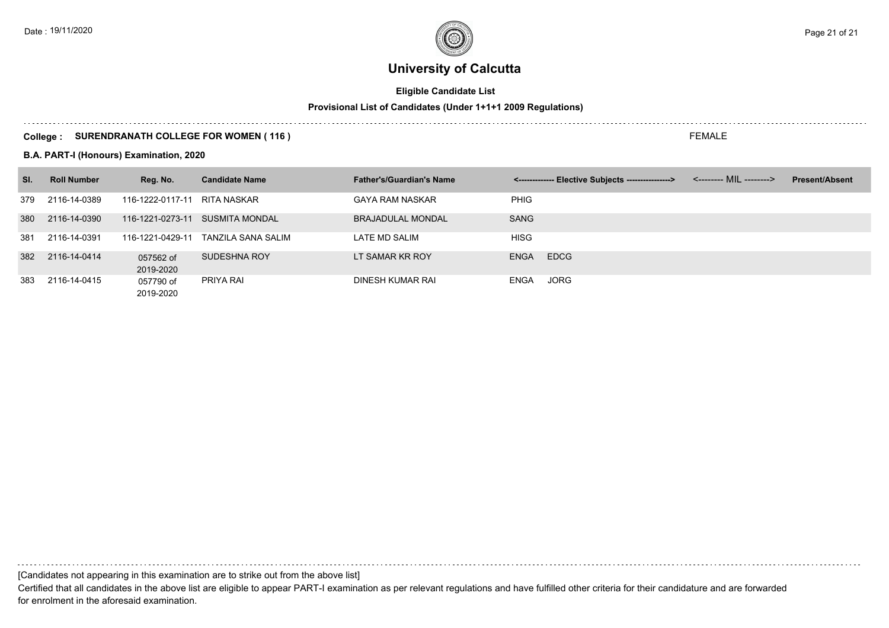# University of Calcutta

**Eligible Candidate List**

**Provisional List of Candidates (Under 1+1+1 2009 Regulations)**

**College : SURENDRANATH COLLEGE FOR WOMEN ( 116 )**

FEMALE

**B.A. PART-I (Honours) Examination, 2020**

| Sl. | Roll Number | Reg. No. | Candidate Name | Father's/Guardian's Name | <------------- Elective Subjects ----------------> | | <-------- MIL --------> | Present/Absent |
|---|---|---|---|---|---|---|---|---|
| 379 | 2116-14-0389 | 116-1222-0117-11 | RITA NASKAR | GAYA RAM NASKAR | PHIG | | | |
| 380 | 2116-14-0390 | 116-1221-0273-11 | SUSMITA MONDAL | BRAJADULAL MONDAL | SANG | | | |
| 381 | 2116-14-0391 | 116-1221-0429-11 | TANZILA SANA SALIM | LATE MD SALIM | HISG | | | |
| 382 | 2116-14-0414 | 057562 of 2019-2020 | SUDESHNA ROY | LT SAMAR KR ROY | ENGA | EDCG | | |
| 383 | 2116-14-0415 | 057790 of 2019-2020 | PRIYA RAI | DINESH KUMAR RAI | ENGA | JORG | | |

[Candidates not appearing in this examination are to strike out from the above list]

Certified that all candidates in the above list are eligible to appear PART-I examination as per relevant regulations and have fulfilled other criteria for their candidature and are forwarded for enrolment in the aforesaid examination.